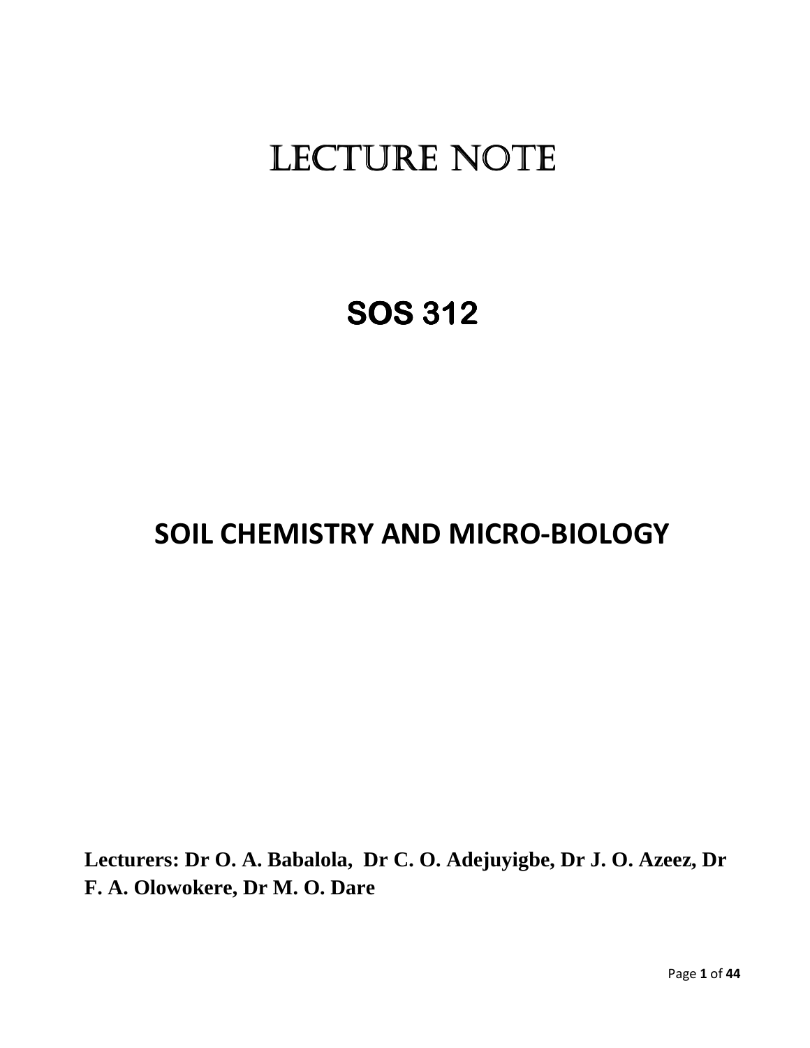# LECTURE NOTE

# SOS 312

# SOIL CHEMISTRY AND MICRO-BIOLOGY

**Lecturers: Dr O. A. Babalola, Dr C. O. Adejuyigbe, Dr J. O. Azeez, Dr F. A. Olowokere, Dr M. O. Dare**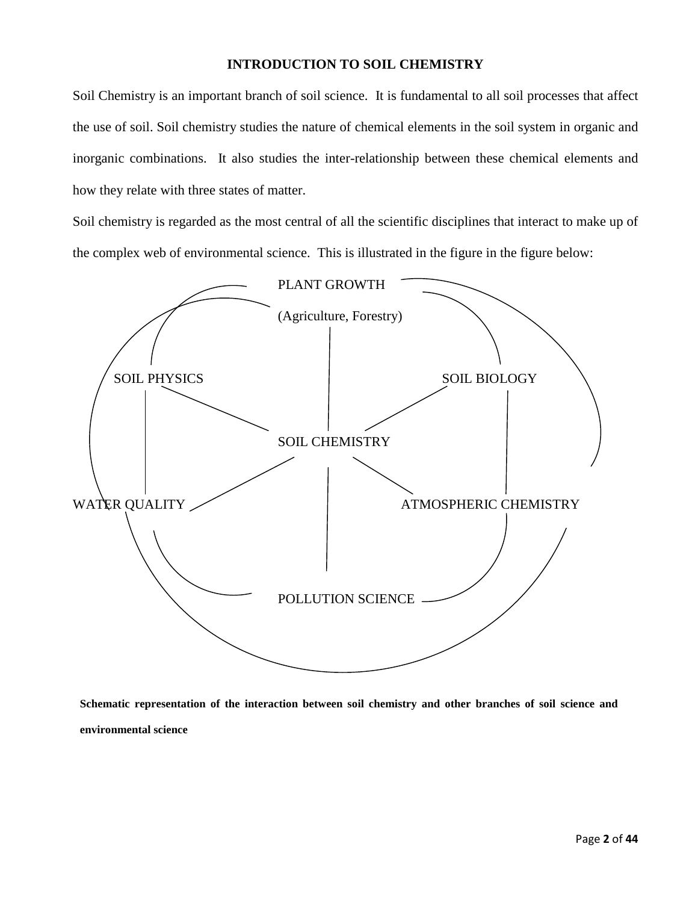# INTRODUCTION TO SOIL CHEMISTRY

Soil Chemistry is an important branch of soil science. It is fundamental to all soil processes that affect the use of soil. Soil chemistry studies the nature of chemical elements in the soil system in organic and inorganic combinations. It also studies the inter-relationship between these chemical elements and how they relate with three states of matter.

Soil chemistry is regarded as the most central of all the scientific disciplines that interact to make up of the complex web of environmental science. This is illustrated in the figure in the figure below:

PLANT GROWTH

(Agriculture, Forestry)

SOIL PHYSICS

SOIL BIOLOGY

SOIL CHEMISTRY

WATER QUALITY

ATMOSPHERIC CHEMISTRY

POLLUTION SCIENCE

**Schematic representation of the interaction between soil chemistry and other branches of soil science and environmental science**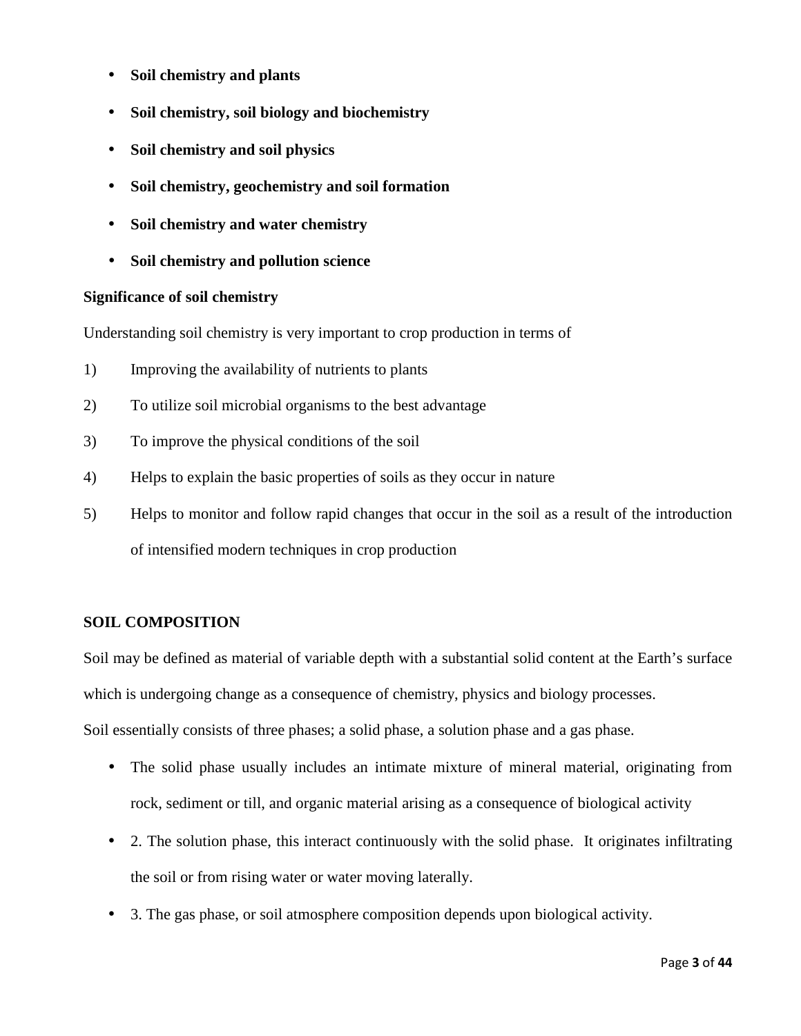- **Soil chemistry and plants**
- **Soil chemistry, soil biology and biochemistry**
- **Soil chemistry and soil physics**
- **Soil chemistry, geochemistry and soil formation**
- **Soil chemistry and water chemistry**
- **Soil chemistry and pollution science**

**Significance of soil chemistry**

Understanding soil chemistry is very important to crop production in terms of

1) Improving the availability of nutrients to plants
2) To utilize soil microbial organisms to the best advantage
3) To improve the physical conditions of the soil
4) Helps to explain the basic properties of soils as they occur in nature
5) Helps to monitor and follow rapid changes that occur in the soil as a result of the introduction of intensified modern techniques in crop production

**SOIL COMPOSITION**

Soil may be defined as material of variable depth with a substantial solid content at the Earth's surface which is undergoing change as a consequence of chemistry, physics and biology processes.

Soil essentially consists of three phases; a solid phase, a solution phase and a gas phase.

- The solid phase usually includes an intimate mixture of mineral material, originating from rock, sediment or till, and organic material arising as a consequence of biological activity
- 2. The solution phase, this interact continuously with the solid phase. It originates infiltrating the soil or from rising water or water moving laterally.
- 3. The gas phase, or soil atmosphere composition depends upon biological activity.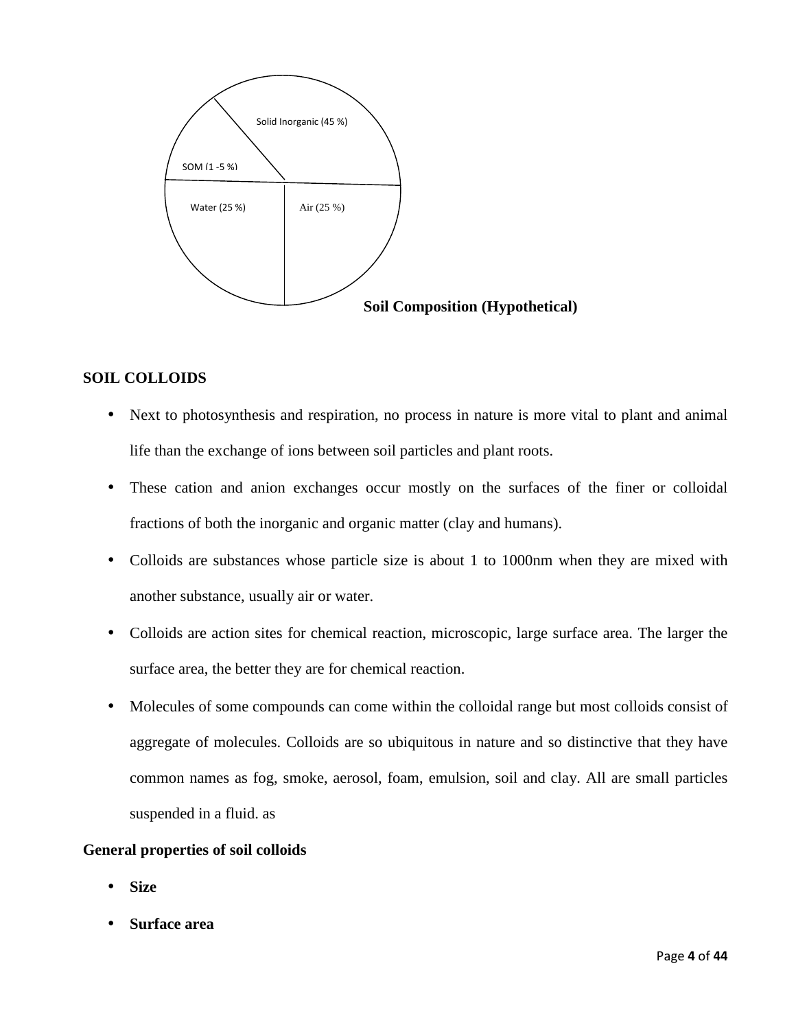Solid Inorganic (45 %)

SOM (1 -5 %)

Water (25 %)

Air (25 %)

**Soil Composition (Hypothetical)**

## SOIL COLLOIDS

- Next to photosynthesis and respiration, no process in nature is more vital to plant and animal life than the exchange of ions between soil particles and plant roots.
- These cation and anion exchanges occur mostly on the surfaces of the finer or colloidal fractions of both the inorganic and organic matter (clay and humans).
- Colloids are substances whose particle size is about 1 to 1000nm when they are mixed with another substance, usually air or water.
- Colloids are action sites for chemical reaction, microscopic, large surface area. The larger the surface area, the better they are for chemical reaction.
- Molecules of some compounds can come within the colloidal range but most colloids consist of aggregate of molecules. Colloids are so ubiquitous in nature and so distinctive that they have common names as fog, smoke, aerosol, foam, emulsion, soil and clay. All are small particles suspended in a fluid. as

### General properties of soil colloids

- **Size**
- **Surface area**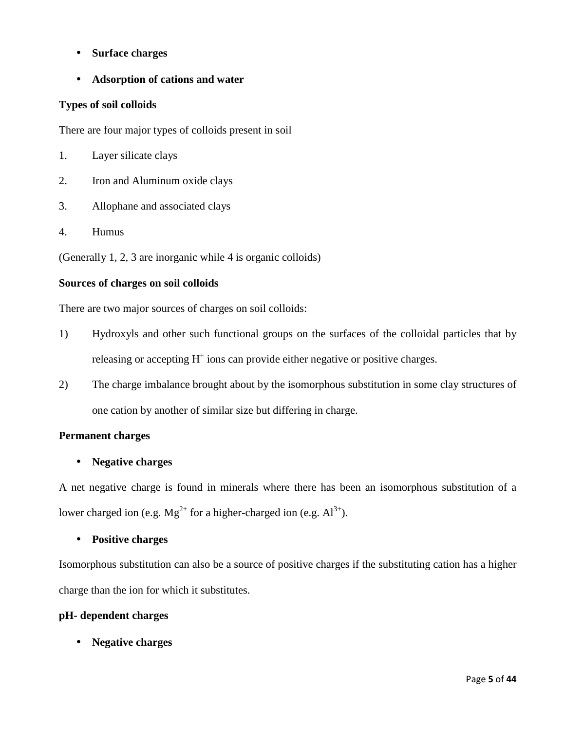- **Surface charges**
- **Adsorption of cations and water**

**Types of soil colloids**

There are four major types of colloids present in soil

1. Layer silicate clays
2. Iron and Aluminum oxide clays
3. Allophane and associated clays
4. Humus

(Generally 1, 2, 3 are inorganic while 4 is organic colloids)

**Sources of charges on soil colloids**

There are two major sources of charges on soil colloids:

1) Hydroxyls and other such functional groups on the surfaces of the colloidal particles that by releasing or accepting $H^+$ ions can provide either negative or positive charges.
2) The charge imbalance brought about by the isomorphous substitution in some clay structures of one cation by another of similar size but differing in charge.

**Permanent charges**

- **Negative charges**

A net negative charge is found in minerals where there has been an isomorphous substitution of a lower charged ion (e.g. $Mg^{2+}$ for a higher-charged ion (e.g. $Al^{3+}$).

- **Positive charges**

Isomorphous substitution can also be a source of positive charges if the substituting cation has a higher charge than the ion for which it substitutes.

**pH- dependent charges**

- **Negative charges**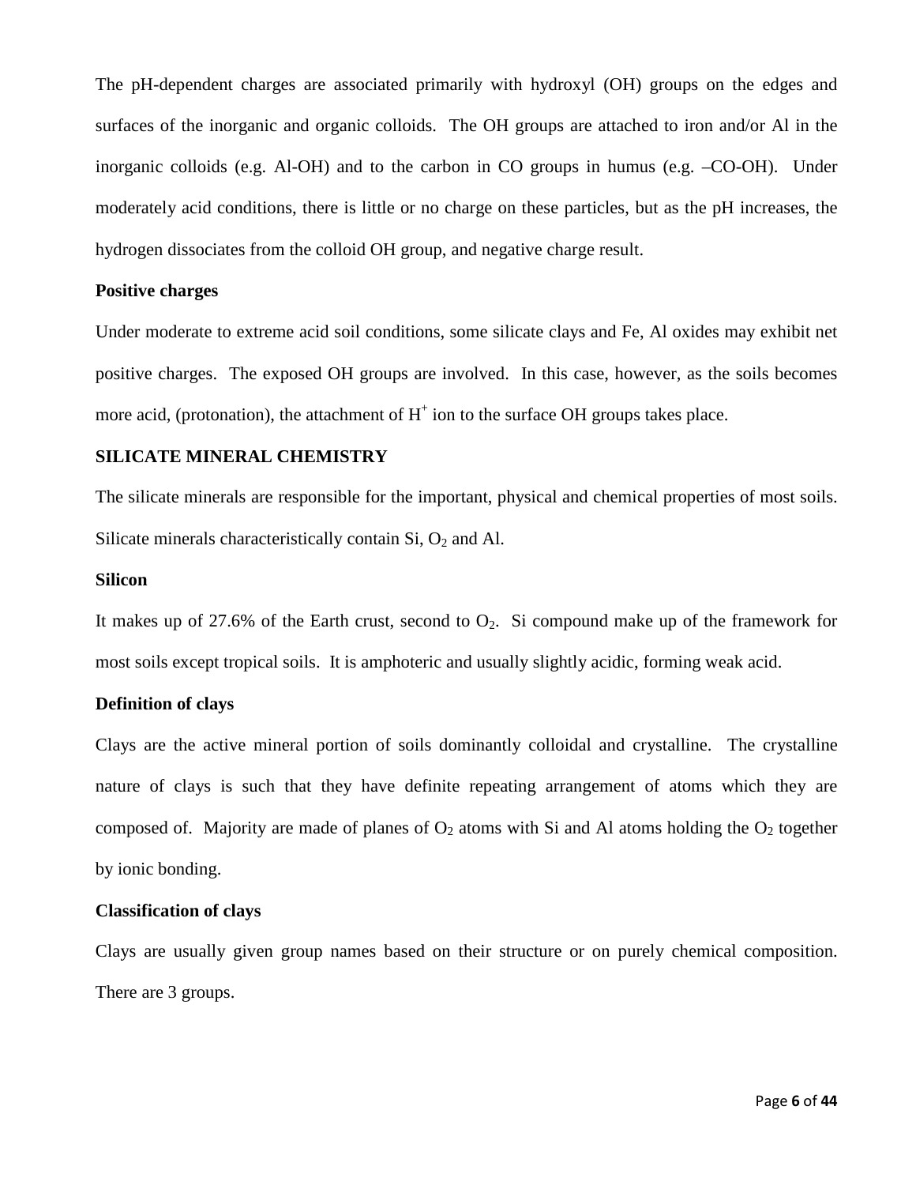The pH-dependent charges are associated primarily with hydroxyl (OH) groups on the edges and surfaces of the inorganic and organic colloids. The OH groups are attached to iron and/or Al in the inorganic colloids (e.g. Al-OH) and to the carbon in CO groups in humus (e.g. –CO-OH). Under moderately acid conditions, there is little or no charge on these particles, but as the pH increases, the hydrogen dissociates from the colloid OH group, and negative charge result.

**Positive charges**

Under moderate to extreme acid soil conditions, some silicate clays and Fe, Al oxides may exhibit net positive charges. The exposed OH groups are involved. In this case, however, as the soils becomes more acid, (protonation), the attachment of $H^+$ ion to the surface OH groups takes place.

**SILICATE MINERAL CHEMISTRY**

The silicate minerals are responsible for the important, physical and chemical properties of most soils. Silicate minerals characteristically contain Si, $O_2$ and Al.

**Silicon**

It makes up of 27.6% of the Earth crust, second to $O_2$. Si compound make up of the framework for most soils except tropical soils. It is amphoteric and usually slightly acidic, forming weak acid.

**Definition of clays**

Clays are the active mineral portion of soils dominantly colloidal and crystalline. The crystalline nature of clays is such that they have definite repeating arrangement of atoms which they are composed of. Majority are made of planes of $O_2$ atoms with Si and Al atoms holding the $O_2$ together by ionic bonding.

**Classification of clays**

Clays are usually given group names based on their structure or on purely chemical composition. There are 3 groups.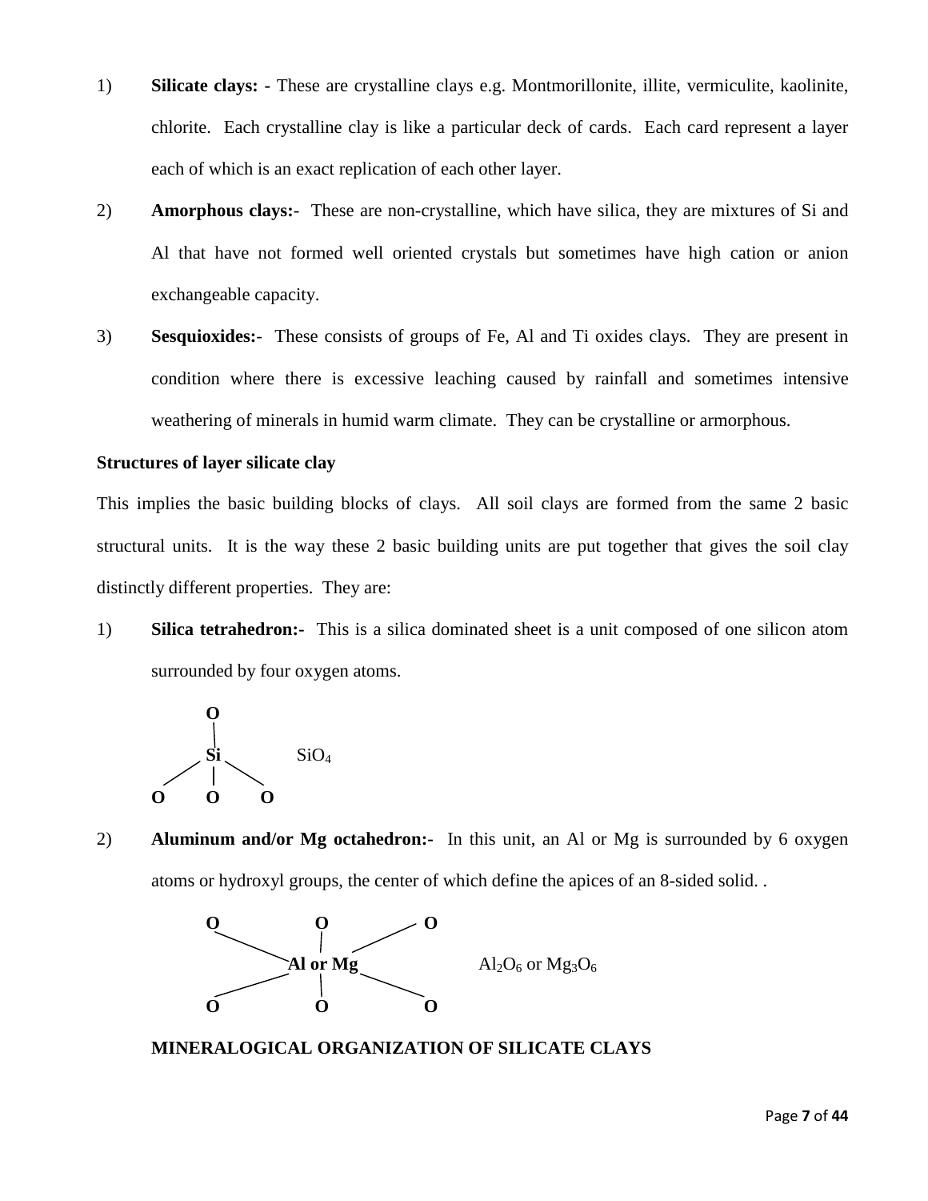1) **Silicate clays: -** These are crystalline clays e.g. Montmorillonite, illite, vermiculite, kaolinite, chlorite. Each crystalline clay is like a particular deck of cards. Each card represent a layer each of which is an exact replication of each other layer.

2) **Amorphous clays:**- These are non-crystalline, which have silica, they are mixtures of Si and Al that have not formed well oriented crystals but sometimes have high cation or anion exchangeable capacity.

3) **Sesquioxides:**- These consists of groups of Fe, Al and Ti oxides clays. They are present in condition where there is excessive leaching caused by rainfall and sometimes intensive weathering of minerals in humid warm climate. They can be crystalline or armorphous.

**Structures of layer silicate clay**

This implies the basic building blocks of clays. All soil clays are formed from the same 2 basic structural units. It is the way these 2 basic building units are put together that gives the soil clay distinctly different properties. They are:

1) **Silica tetrahedron:-** This is a silica dominated sheet is a unit composed of one silicon atom surrounded by four oxygen atoms.

```
      O
      |
      Si          SiO4
    /  |  \
  O    O    O
```

2) **Aluminum and/or Mg octahedron:-** In this unit, an Al or Mg is surrounded by 6 oxygen atoms or hydroxyl groups, the center of which define the apices of an 8-sided solid. .

```
  O          O          O
    \        |        /
       Al or Mg              Al2O6 or Mg3O6
    /        |        \
  O          O          O
```

**MINERALOGICAL ORGANIZATION OF SILICATE CLAYS**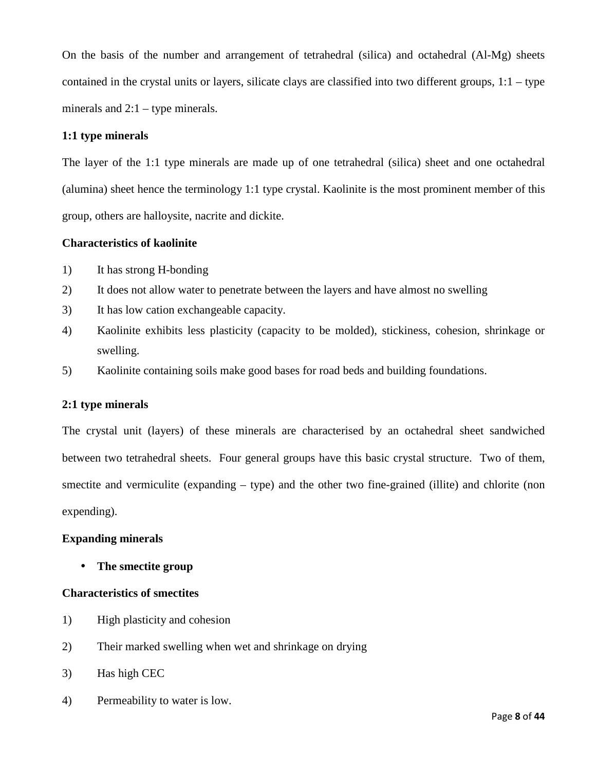On the basis of the number and arrangement of tetrahedral (silica) and octahedral (Al-Mg) sheets contained in the crystal units or layers, silicate clays are classified into two different groups, 1:1 – type minerals and 2:1 – type minerals.

**1:1 type minerals**

The layer of the 1:1 type minerals are made up of one tetrahedral (silica) sheet and one octahedral (alumina) sheet hence the terminology 1:1 type crystal. Kaolinite is the most prominent member of this group, others are halloysite, nacrite and dickite.

**Characteristics of kaolinite**

1) It has strong H-bonding
2) It does not allow water to penetrate between the layers and have almost no swelling
3) It has low cation exchangeable capacity.
4) Kaolinite exhibits less plasticity (capacity to be molded), stickiness, cohesion, shrinkage or swelling.
5) Kaolinite containing soils make good bases for road beds and building foundations.

**2:1 type minerals**

The crystal unit (layers) of these minerals are characterised by an octahedral sheet sandwiched between two tetrahedral sheets. Four general groups have this basic crystal structure. Two of them, smectite and vermiculite (expanding – type) and the other two fine-grained (illite) and chlorite (non expending).

**Expanding minerals**

- **The smectite group**

**Characteristics of smectites**

1) High plasticity and cohesion
2) Their marked swelling when wet and shrinkage on drying
3) Has high CEC
4) Permeability to water is low.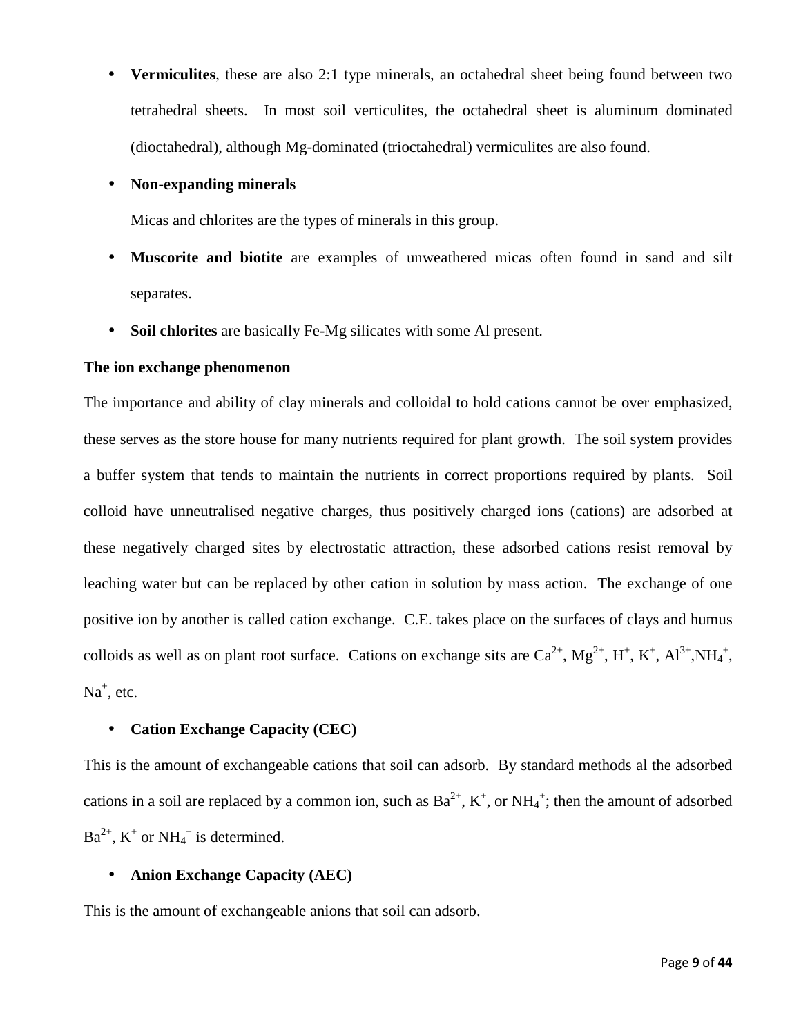- **Vermiculites**, these are also 2:1 type minerals, an octahedral sheet being found between two tetrahedral sheets. In most soil verticulites, the octahedral sheet is aluminum dominated (dioctahedral), although Mg-dominated (trioctahedral) vermiculites are also found.

- **Non-expanding minerals**

  Micas and chlorites are the types of minerals in this group.

- **Muscorite and biotite** are examples of unweathered micas often found in sand and silt separates.

- **Soil chlorites** are basically Fe-Mg silicates with some Al present.

**The ion exchange phenomenon**

The importance and ability of clay minerals and colloidal to hold cations cannot be over emphasized, these serves as the store house for many nutrients required for plant growth. The soil system provides a buffer system that tends to maintain the nutrients in correct proportions required by plants. Soil colloid have unneutralised negative charges, thus positively charged ions (cations) are adsorbed at these negatively charged sites by electrostatic attraction, these adsorbed cations resist removal by leaching water but can be replaced by other cation in solution by mass action. The exchange of one positive ion by another is called cation exchange. C.E. takes place on the surfaces of clays and humus colloids as well as on plant root surface. Cations on exchange sits are $Ca^{2+}$, $Mg^{2+}$, $H^{+}$, $K^{+}$, $Al^{3+}$,$NH_4^{+}$, $Na^{+}$, etc.

- **Cation Exchange Capacity (CEC)**

This is the amount of exchangeable cations that soil can adsorb. By standard methods al the adsorbed cations in a soil are replaced by a common ion, such as $Ba^{2+}$, $K^{+}$, or $NH_4^{+}$; then the amount of adsorbed $Ba^{2+}$, $K^{+}$ or $NH_4^{+}$ is determined.

- **Anion Exchange Capacity (AEC)**

This is the amount of exchangeable anions that soil can adsorb.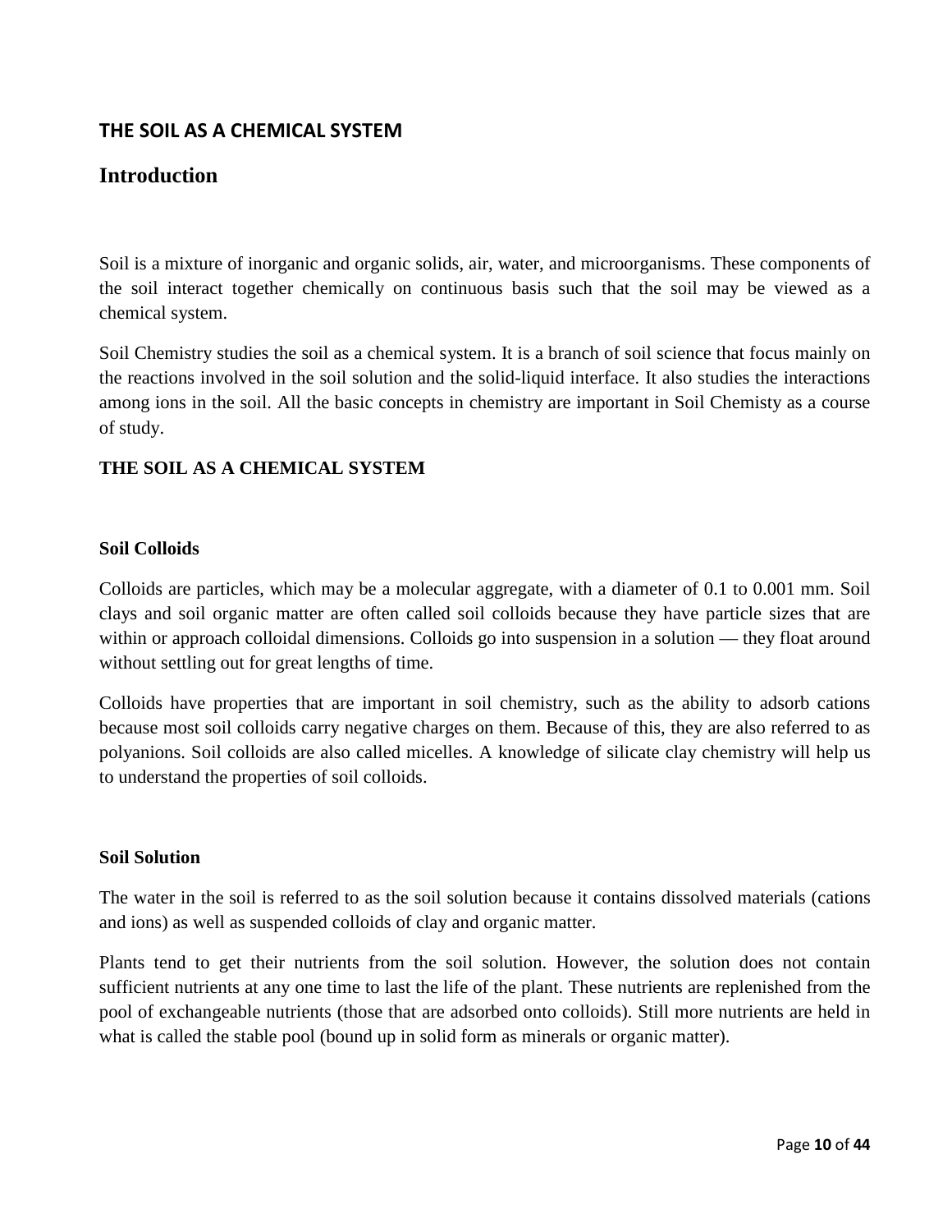# THE SOIL AS A CHEMICAL SYSTEM

## Introduction

Soil is a mixture of inorganic and organic solids, air, water, and microorganisms. These components of the soil interact together chemically on continuous basis such that the soil may be viewed as a chemical system.

Soil Chemistry studies the soil as a chemical system. It is a branch of soil science that focus mainly on the reactions involved in the soil solution and the solid-liquid interface. It also studies the interactions among ions in the soil. All the basic concepts in chemistry are important in Soil Chemisty as a course of study.

### THE SOIL AS A CHEMICAL SYSTEM

#### Soil Colloids

Colloids are particles, which may be a molecular aggregate, with a diameter of 0.1 to 0.001 mm. Soil clays and soil organic matter are often called soil colloids because they have particle sizes that are within or approach colloidal dimensions. Colloids go into suspension in a solution — they float around without settling out for great lengths of time.

Colloids have properties that are important in soil chemistry, such as the ability to adsorb cations because most soil colloids carry negative charges on them. Because of this, they are also referred to as polyanions. Soil colloids are also called micelles. A knowledge of silicate clay chemistry will help us to understand the properties of soil colloids.

#### Soil Solution

The water in the soil is referred to as the soil solution because it contains dissolved materials (cations and ions) as well as suspended colloids of clay and organic matter.

Plants tend to get their nutrients from the soil solution. However, the solution does not contain sufficient nutrients at any one time to last the life of the plant. These nutrients are replenished from the pool of exchangeable nutrients (those that are adsorbed onto colloids). Still more nutrients are held in what is called the stable pool (bound up in solid form as minerals or organic matter).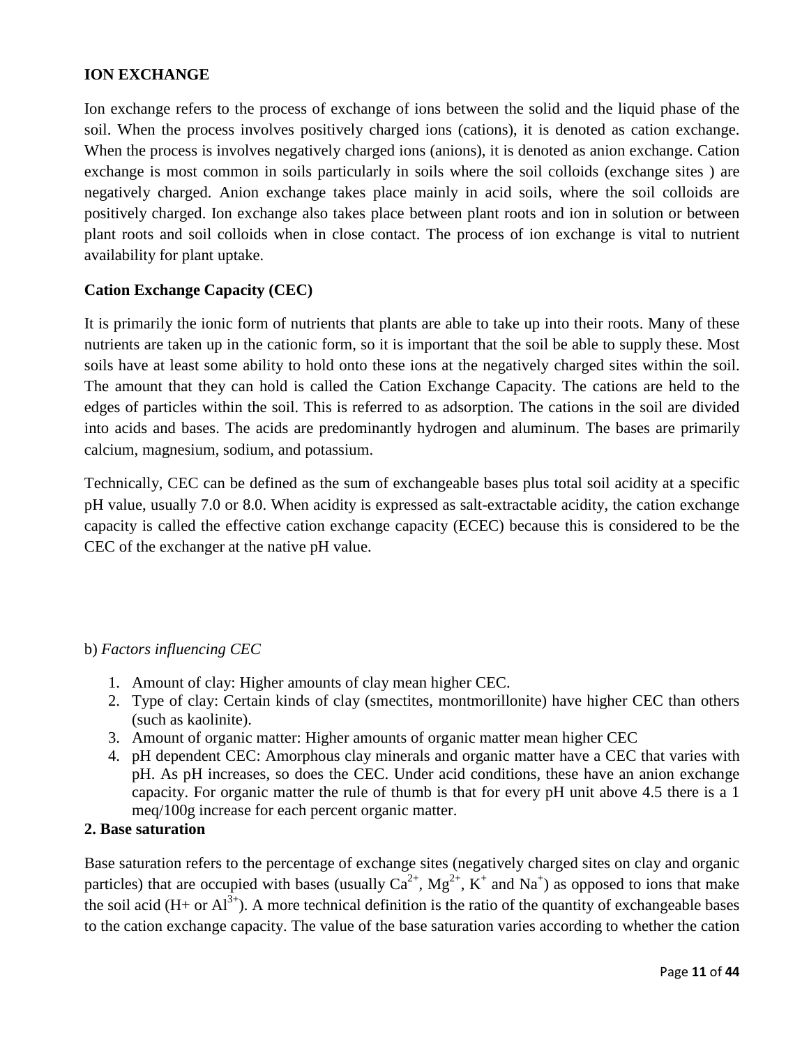**ION EXCHANGE**

Ion exchange refers to the process of exchange of ions between the solid and the liquid phase of the soil. When the process involves positively charged ions (cations), it is denoted as cation exchange. When the process is involves negatively charged ions (anions), it is denoted as anion exchange. Cation exchange is most common in soils particularly in soils where the soil colloids (exchange sites ) are negatively charged. Anion exchange takes place mainly in acid soils, where the soil colloids are positively charged. Ion exchange also takes place between plant roots and ion in solution or between plant roots and soil colloids when in close contact. The process of ion exchange is vital to nutrient availability for plant uptake.

**Cation Exchange Capacity (CEC)**

It is primarily the ionic form of nutrients that plants are able to take up into their roots. Many of these nutrients are taken up in the cationic form, so it is important that the soil be able to supply these. Most soils have at least some ability to hold onto these ions at the negatively charged sites within the soil. The amount that they can hold is called the Cation Exchange Capacity. The cations are held to the edges of particles within the soil. This is referred to as adsorption. The cations in the soil are divided into acids and bases. The acids are predominantly hydrogen and aluminum. The bases are primarily calcium, magnesium, sodium, and potassium.

Technically, CEC can be defined as the sum of exchangeable bases plus total soil acidity at a specific pH value, usually 7.0 or 8.0. When acidity is expressed as salt-extractable acidity, the cation exchange capacity is called the effective cation exchange capacity (ECEC) because this is considered to be the CEC of the exchanger at the native pH value.

b) *Factors influencing CEC*

1. Amount of clay: Higher amounts of clay mean higher CEC.
2. Type of clay: Certain kinds of clay (smectites, montmorillonite) have higher CEC than others (such as kaolinite).
3. Amount of organic matter: Higher amounts of organic matter mean higher CEC
4. pH dependent CEC: Amorphous clay minerals and organic matter have a CEC that varies with pH. As pH increases, so does the CEC. Under acid conditions, these have an anion exchange capacity. For organic matter the rule of thumb is that for every pH unit above 4.5 there is a 1 meq/100g increase for each percent organic matter.

**2. Base saturation**

Base saturation refers to the percentage of exchange sites (negatively charged sites on clay and organic particles) that are occupied with bases (usually $Ca^{2+}$, $Mg^{2+}$, $K^{+}$ and $Na^{+}$) as opposed to ions that make the soil acid ($H^{+}$ or $Al^{3+}$). A more technical definition is the ratio of the quantity of exchangeable bases to the cation exchange capacity. The value of the base saturation varies according to whether the cation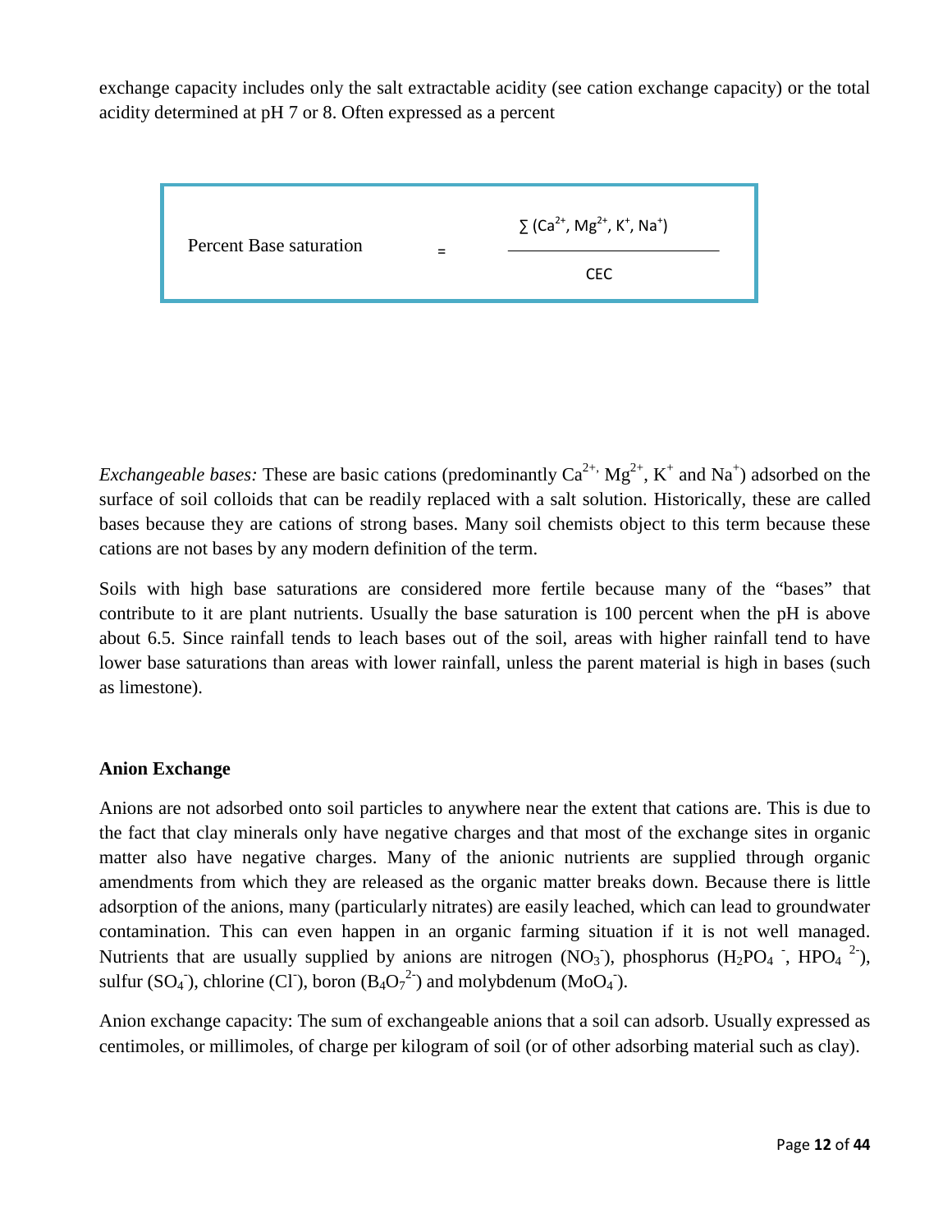exchange capacity includes only the salt extractable acidity (see cation exchange capacity) or the total acidity determined at pH 7 or 8. Often expressed as a percent

$$\text{Percent Base saturation} = \frac{\sum (Ca^{2+}, Mg^{2+}, K^{+}, Na^{+})}{\text{CEC}}$$

*Exchangeable bases:* These are basic cations (predominantly $Ca^{2+}$, $Mg^{2+}$, $K^{+}$ and $Na^{+}$) adsorbed on the surface of soil colloids that can be readily replaced with a salt solution. Historically, these are called bases because they are cations of strong bases. Many soil chemists object to this term because these cations are not bases by any modern definition of the term.

Soils with high base saturations are considered more fertile because many of the "bases" that contribute to it are plant nutrients. Usually the base saturation is 100 percent when the pH is above about 6.5. Since rainfall tends to leach bases out of the soil, areas with higher rainfall tend to have lower base saturations than areas with lower rainfall, unless the parent material is high in bases (such as limestone).

**Anion Exchange**

Anions are not adsorbed onto soil particles to anywhere near the extent that cations are. This is due to the fact that clay minerals only have negative charges and that most of the exchange sites in organic matter also have negative charges. Many of the anionic nutrients are supplied through organic amendments from which they are released as the organic matter breaks down. Because there is little adsorption of the anions, many (particularly nitrates) are easily leached, which can lead to groundwater contamination. This can even happen in an organic farming situation if it is not well managed. Nutrients that are usually supplied by anions are nitrogen ($NO_3^-$), phosphorus ($H_2PO_4^-$, $HPO_4^{2-}$), sulfur ($SO_4^-$), chlorine ($Cl^-$), boron ($B_4O_7^{2-}$) and molybdenum ($MoO_4^-$).

Anion exchange capacity: The sum of exchangeable anions that a soil can adsorb. Usually expressed as centimoles, or millimoles, of charge per kilogram of soil (or of other adsorbing material such as clay).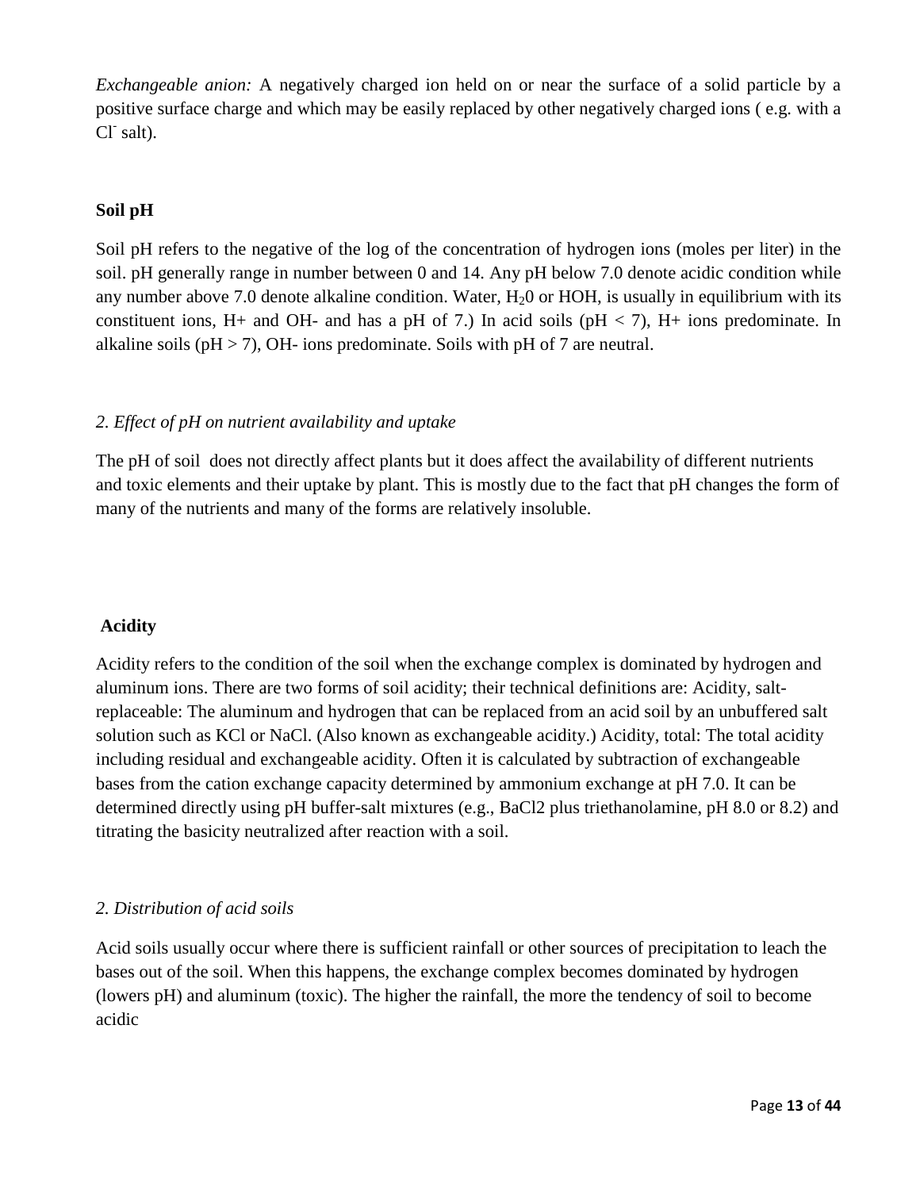*Exchangeable anion:* A negatively charged ion held on or near the surface of a solid particle by a positive surface charge and which may be easily replaced by other negatively charged ions ( e.g. with a $Cl^-$ salt).

**Soil pH**

Soil pH refers to the negative of the log of the concentration of hydrogen ions (moles per liter) in the soil. pH generally range in number between 0 and 14. Any pH below 7.0 denote acidic condition while any number above 7.0 denote alkaline condition. Water, $H_20$ or HOH, is usually in equilibrium with its constituent ions, H+ and OH- and has a pH of 7.) In acid soils (pH < 7), H+ ions predominate. In alkaline soils (pH > 7), OH- ions predominate. Soils with pH of 7 are neutral.

*2. Effect of pH on nutrient availability and uptake*

The pH of soil does not directly affect plants but it does affect the availability of different nutrients and toxic elements and their uptake by plant. This is mostly due to the fact that pH changes the form of many of the nutrients and many of the forms are relatively insoluble.

**Acidity**

Acidity refers to the condition of the soil when the exchange complex is dominated by hydrogen and aluminum ions. There are two forms of soil acidity; their technical definitions are: Acidity, salt-replaceable: The aluminum and hydrogen that can be replaced from an acid soil by an unbuffered salt solution such as KCl or NaCl. (Also known as exchangeable acidity.) Acidity, total: The total acidity including residual and exchangeable acidity. Often it is calculated by subtraction of exchangeable bases from the cation exchange capacity determined by ammonium exchange at pH 7.0. It can be determined directly using pH buffer-salt mixtures (e.g., BaCl2 plus triethanolamine, pH 8.0 or 8.2) and titrating the basicity neutralized after reaction with a soil.

*2. Distribution of acid soils*

Acid soils usually occur where there is sufficient rainfall or other sources of precipitation to leach the bases out of the soil. When this happens, the exchange complex becomes dominated by hydrogen (lowers pH) and aluminum (toxic). The higher the rainfall, the more the tendency of soil to become acidic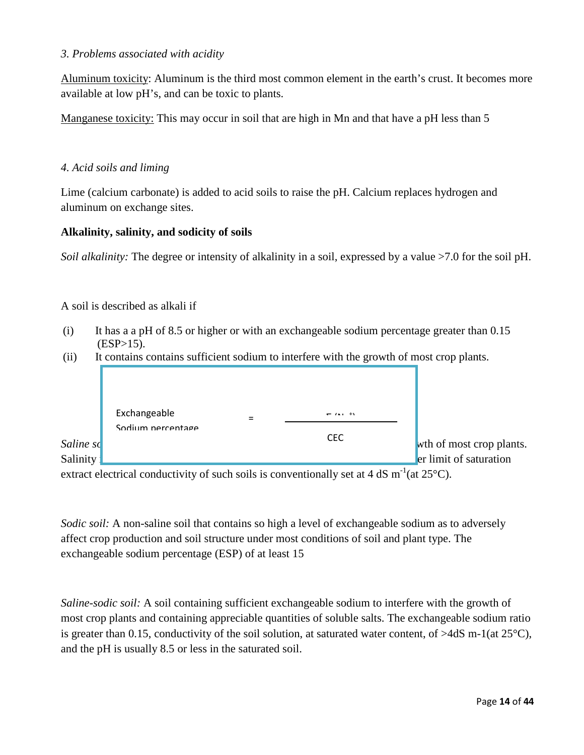*3. Problems associated with acidity*

Aluminum toxicity: Aluminum is the third most common element in the earth's crust. It becomes more available at low pH's, and can be toxic to plants.

Manganese toxicity: This may occur in soil that are high in Mn and that have a pH less than 5

*4. Acid soils and liming*

Lime (calcium carbonate) is added to acid soils to raise the pH. Calcium replaces hydrogen and aluminum on exchange sites.

**Alkalinity, salinity, and sodicity of soils**

*Soil alkalinity:* The degree or intensity of alkalinity in a soil, expressed by a value >7.0 for the soil pH.

A soil is described as alkali if

(i) It has a a pH of 8.5 or higher or with an exchangeable sodium percentage greater than 0.15 (ESP>15).
(ii) It contains contains sufficient sodium to interfere with the growth of most crop plants.

$$\text{Exchangeable Sodium percentage} = \frac{E(Na^+)}{CEC}$$

*Saline so*... wth of most crop plants. Salinity ... er limit of saturation extract electrical conductivity of such soils is conventionally set at 4 dS $m^{-1}$(at 25°C).

*Sodic soil:* A non-saline soil that contains so high a level of exchangeable sodium as to adversely affect crop production and soil structure under most conditions of soil and plant type. The exchangeable sodium percentage (ESP) of at least 15

*Saline-sodic soil:* A soil containing sufficient exchangeable sodium to interfere with the growth of most crop plants and containing appreciable quantities of soluble salts. The exchangeable sodium ratio is greater than 0.15, conductivity of the soil solution, at saturated water content, of >4dS m-1(at 25°C), and the pH is usually 8.5 or less in the saturated soil.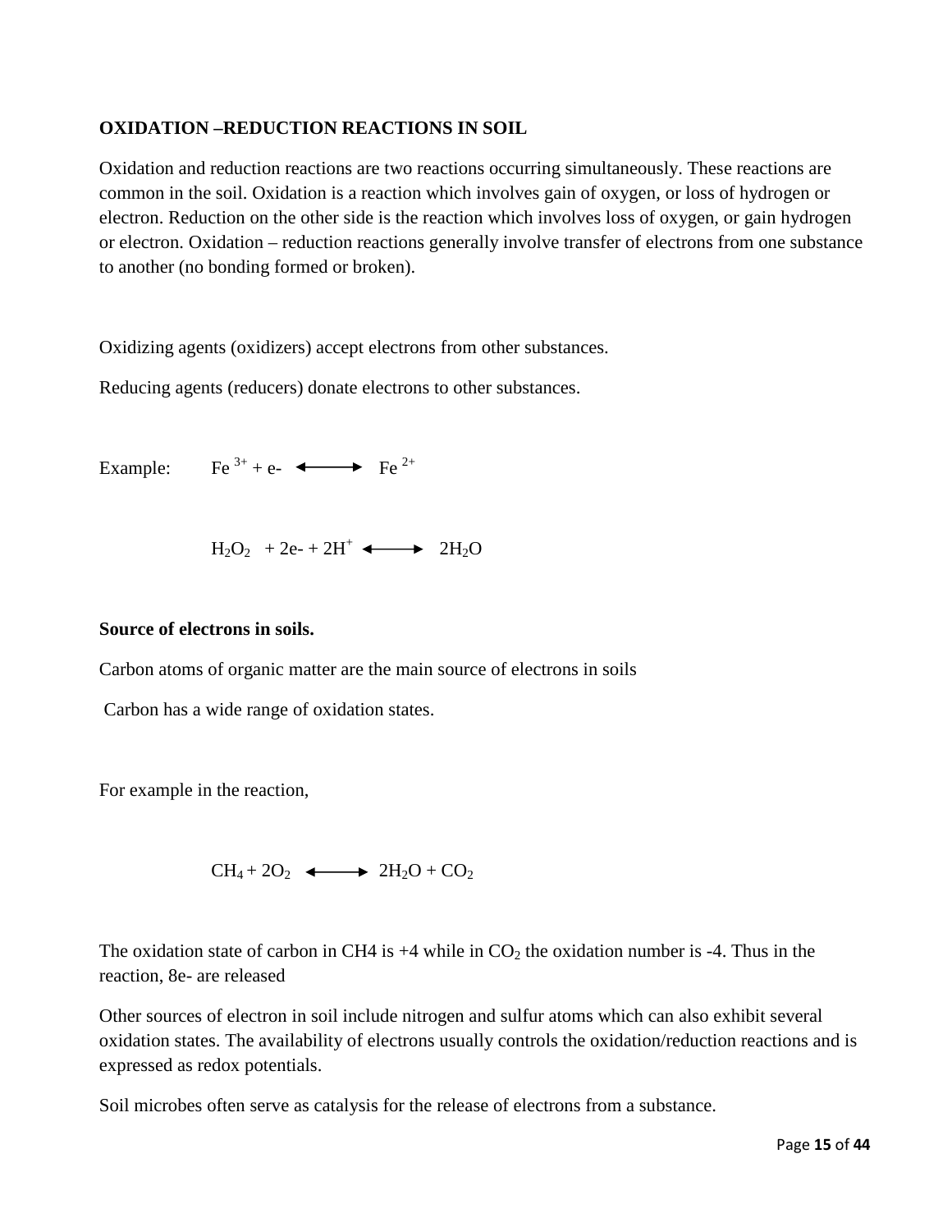**OXIDATION –REDUCTION REACTIONS IN SOIL**

Oxidation and reduction reactions are two reactions occurring simultaneously. These reactions are common in the soil. Oxidation is a reaction which involves gain of oxygen, or loss of hydrogen or electron. Reduction on the other side is the reaction which involves loss of oxygen, or gain hydrogen or electron. Oxidation – reduction reactions generally involve transfer of electrons from one substance to another (no bonding formed or broken).

Oxidizing agents (oxidizers) accept electrons from other substances.

Reducing agents (reducers) donate electrons to other substances.

Example: $$Fe^{3+} + e^- \longleftrightarrow Fe^{2+}$$

$$H_2O_2 + 2e^- + 2H^+ \longleftrightarrow 2H_2O$$

**Source of electrons in soils.**

Carbon atoms of organic matter are the main source of electrons in soils

Carbon has a wide range of oxidation states.

For example in the reaction,

$$CH_4 + 2O_2 \longleftrightarrow 2H_2O + CO_2$$

The oxidation state of carbon in CH4 is +4 while in $CO_2$ the oxidation number is -4. Thus in the reaction, 8e- are released

Other sources of electron in soil include nitrogen and sulfur atoms which can also exhibit several oxidation states. The availability of electrons usually controls the oxidation/reduction reactions and is expressed as redox potentials.

Soil microbes often serve as catalysis for the release of electrons from a substance.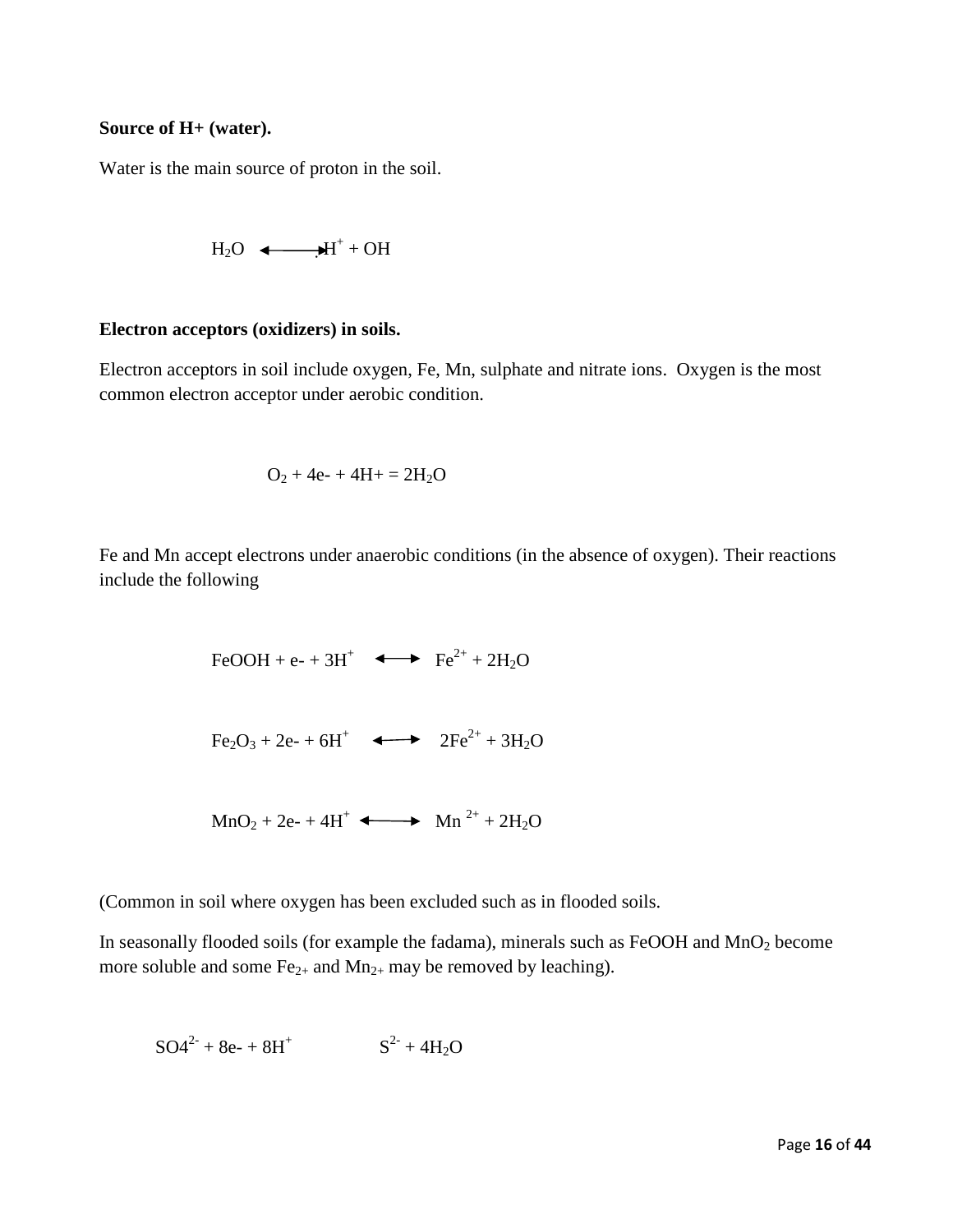**Source of H+ (water).**

Water is the main source of proton in the soil.

$$H_2O \longleftrightarrow H^+ + OH$$

**Electron acceptors (oxidizers) in soils.**

Electron acceptors in soil include oxygen, Fe, Mn, sulphate and nitrate ions. Oxygen is the most common electron acceptor under aerobic condition.

$$O_2 + 4e- + 4H+ = 2H_2O$$

Fe and Mn accept electrons under anaerobic conditions (in the absence of oxygen). Their reactions include the following

$$FeOOH + e- + 3H^+ \longleftrightarrow Fe^{2+} + 2H_2O$$

$$Fe_2O_3 + 2e- + 6H^+ \longleftrightarrow 2Fe^{2+} + 3H_2O$$

$$MnO_2 + 2e- + 4H^+ \longleftrightarrow Mn^{2+} + 2H_2O$$

(Common in soil where oxygen has been excluded such as in flooded soils.

In seasonally flooded soils (for example the fadama), minerals such as FeOOH and $MnO_2$ become more soluble and some $Fe_{2+}$ and $Mn_{2+}$ may be removed by leaching).

$$SO4^{2-} + 8e- + 8H^+ \quad\quad S^{2-} + 4H_2O$$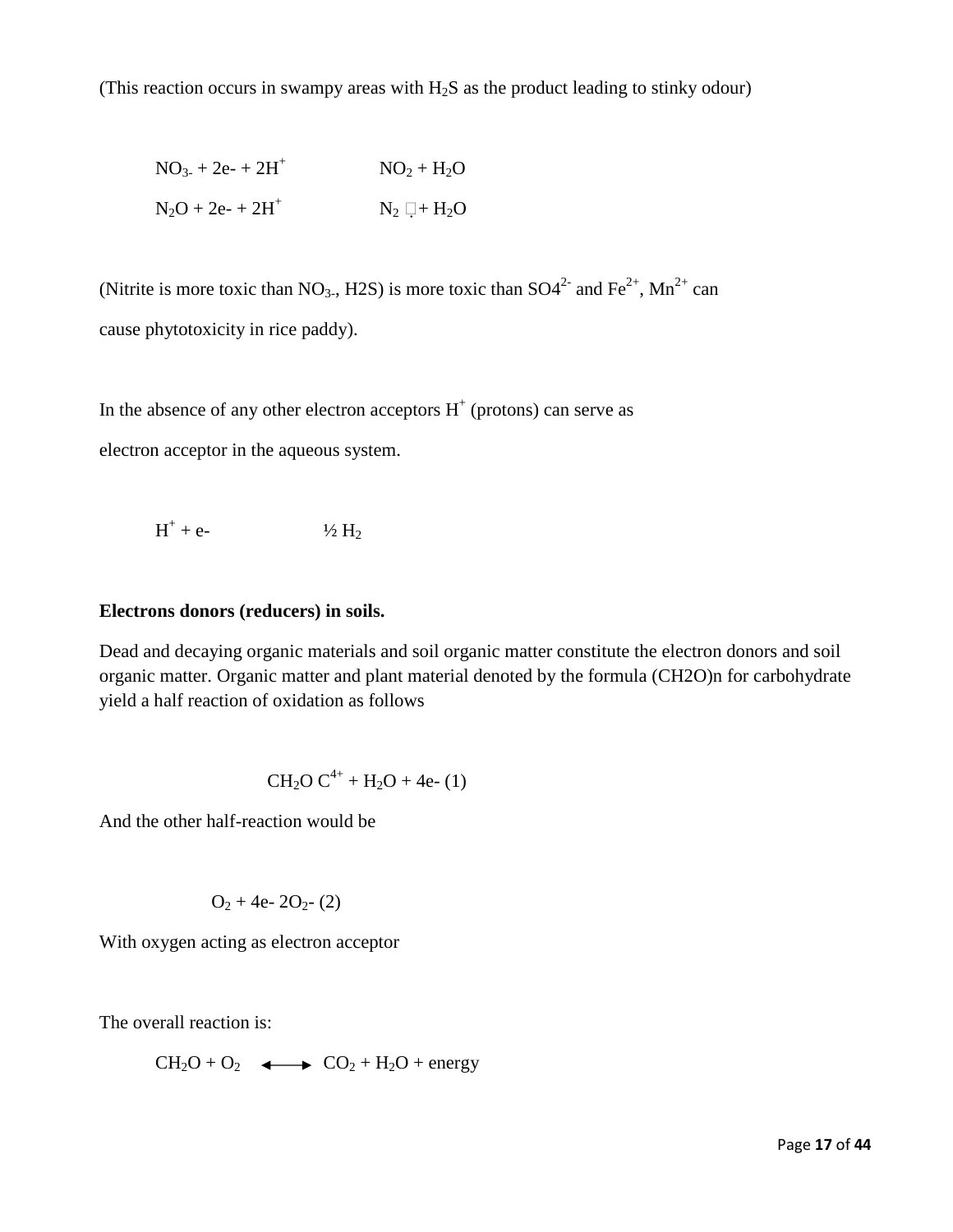(This reaction occurs in swampy areas with $H_2S$ as the product leading to stinky odour)

$$NO_{3-} + 2e- + 2H^+ \quad NO_2 + H_2O$$

$$N_2O + 2e- + 2H^+ \quad N_2 + H_2O$$

(Nitrite is more toxic than $NO_{3-}$, H2S) is more toxic than $SO4^{2-}$ and $Fe^{2+}$, $Mn^{2+}$ can cause phytotoxicity in rice paddy).

In the absence of any other electron acceptors $H^+$ (protons) can serve as electron acceptor in the aqueous system.

$$H^+ + e- \quad ½ H_2$$

**Electrons donors (reducers) in soils.**

Dead and decaying organic materials and soil organic matter constitute the electron donors and soil organic matter. Organic matter and plant material denoted by the formula (CH2O)n for carbohydrate yield a half reaction of oxidation as follows

$$CH_2O \ C^{4+} + H_2O + 4e- \ (1)$$

And the other half-reaction would be

$$O_2 + 4e- \ 2O_2- \ (2)$$

With oxygen acting as electron acceptor

The overall reaction is:

$$CH_2O + O_2 \longleftrightarrow CO_2 + H_2O + \text{energy}$$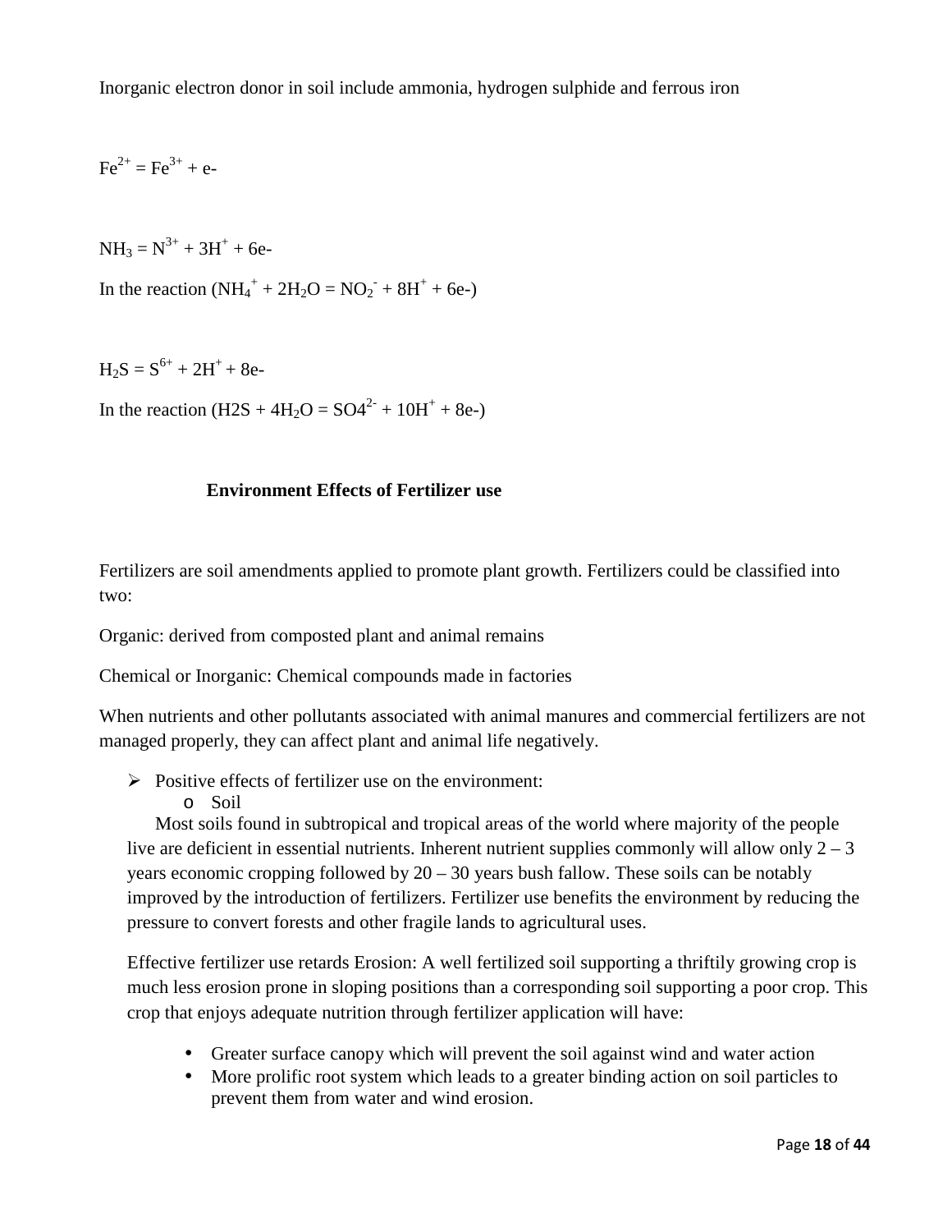Inorganic electron donor in soil include ammonia, hydrogen sulphide and ferrous iron

$Fe^{2+} = Fe^{3+} + e-$

$NH_3 = N^{3+} + 3H^+ + 6e-$

In the reaction ($NH_4^+ + 2H_2O = NO_2^- + 8H^+ + 6e-$)

$H_2S = S^{6+} + 2H^+ + 8e-$

In the reaction ($H2S + 4H_2O = SO4^{2-} + 10H^+ + 8e-$)

## Environment Effects of Fertilizer use

Fertilizers are soil amendments applied to promote plant growth. Fertilizers could be classified into two:

Organic: derived from composted plant and animal remains

Chemical or Inorganic: Chemical compounds made in factories

When nutrients and other pollutants associated with animal manures and commercial fertilizers are not managed properly, they can affect plant and animal life negatively.

- Positive effects of fertilizer use on the environment:
  - Soil

  Most soils found in subtropical and tropical areas of the world where majority of the people live are deficient in essential nutrients. Inherent nutrient supplies commonly will allow only 2 – 3 years economic cropping followed by 20 – 30 years bush fallow. These soils can be notably improved by the introduction of fertilizers. Fertilizer use benefits the environment by reducing the pressure to convert forests and other fragile lands to agricultural uses.

  Effective fertilizer use retards Erosion: A well fertilized soil supporting a thriftily growing crop is much less erosion prone in sloping positions than a corresponding soil supporting a poor crop. This crop that enjoys adequate nutrition through fertilizer application will have:

  - Greater surface canopy which will prevent the soil against wind and water action
  - More prolific root system which leads to a greater binding action on soil particles to prevent them from water and wind erosion.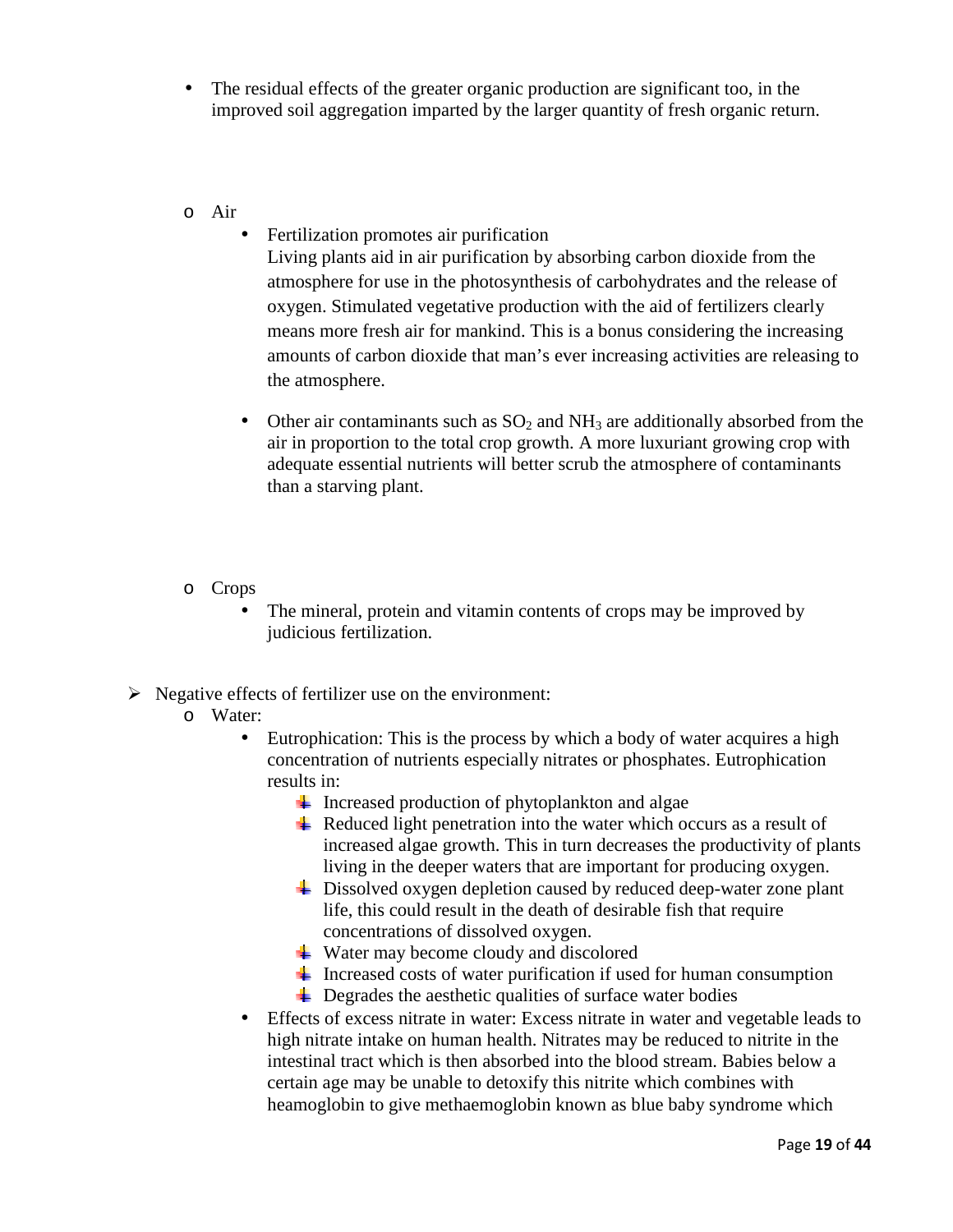- The residual effects of the greater organic production are significant too, in the improved soil aggregation imparted by the larger quantity of fresh organic return.

  - Air
    - Fertilization promotes air purification
      Living plants aid in air purification by absorbing carbon dioxide from the atmosphere for use in the photosynthesis of carbohydrates and the release of oxygen. Stimulated vegetative production with the aid of fertilizers clearly means more fresh air for mankind. This is a bonus considering the increasing amounts of carbon dioxide that man's ever increasing activities are releasing to the atmosphere.
    - Other air contaminants such as $SO_2$ and $NH_3$ are additionally absorbed from the air in proportion to the total crop growth. A more luxuriant growing crop with adequate essential nutrients will better scrub the atmosphere of contaminants than a starving plant.

  - Crops
    - The mineral, protein and vitamin contents of crops may be improved by judicious fertilization.

- Negative effects of fertilizer use on the environment:
  - Water:
    - Eutrophication: This is the process by which a body of water acquires a high concentration of nutrients especially nitrates or phosphates. Eutrophication results in:
      - Increased production of phytoplankton and algae
      - Reduced light penetration into the water which occurs as a result of increased algae growth. This in turn decreases the productivity of plants living in the deeper waters that are important for producing oxygen.
      - Dissolved oxygen depletion caused by reduced deep-water zone plant life, this could result in the death of desirable fish that require concentrations of dissolved oxygen.
      - Water may become cloudy and discolored
      - Increased costs of water purification if used for human consumption
      - Degrades the aesthetic qualities of surface water bodies
    - Effects of excess nitrate in water: Excess nitrate in water and vegetable leads to high nitrate intake on human health. Nitrates may be reduced to nitrite in the intestinal tract which is then absorbed into the blood stream. Babies below a certain age may be unable to detoxify this nitrite which combines with heamoglobin to give methaemoglobin known as blue baby syndrome which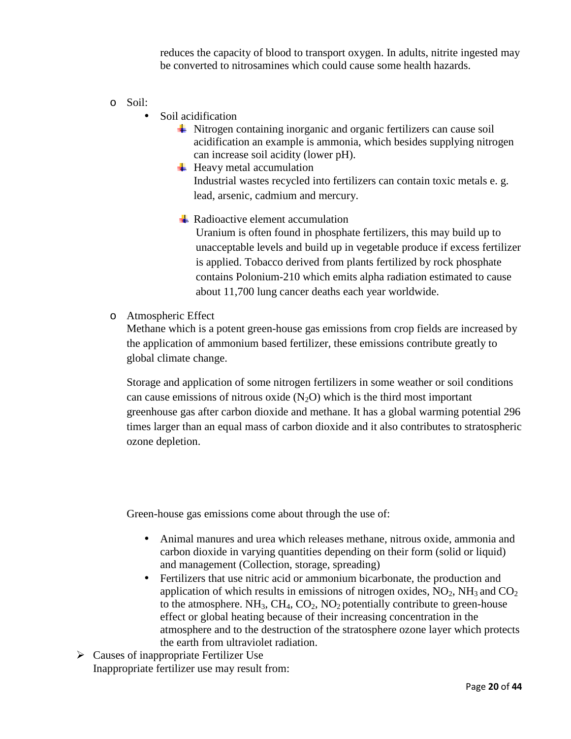reduces the capacity of blood to transport oxygen. In adults, nitrite ingested may be converted to nitrosamines which could cause some health hazards.

- Soil:
  - Soil acidification
    - Nitrogen containing inorganic and organic fertilizers can cause soil acidification an example is ammonia, which besides supplying nitrogen can increase soil acidity (lower pH).
    - Heavy metal accumulation
      Industrial wastes recycled into fertilizers can contain toxic metals e. g. lead, arsenic, cadmium and mercury.
    - Radioactive element accumulation
      Uranium is often found in phosphate fertilizers, this may build up to unacceptable levels and build up in vegetable produce if excess fertilizer is applied. Tobacco derived from plants fertilized by rock phosphate contains Polonium-210 which emits alpha radiation estimated to cause about 11,700 lung cancer deaths each year worldwide.

- Atmospheric Effect
  Methane which is a potent green-house gas emissions from crop fields are increased by the application of ammonium based fertilizer, these emissions contribute greatly to global climate change.

  Storage and application of some nitrogen fertilizers in some weather or soil conditions can cause emissions of nitrous oxide ($N_2O$) which is the third most important greenhouse gas after carbon dioxide and methane. It has a global warming potential 296 times larger than an equal mass of carbon dioxide and it also contributes to stratospheric ozone depletion.

  Green-house gas emissions come about through the use of:

  - Animal manures and urea which releases methane, nitrous oxide, ammonia and carbon dioxide in varying quantities depending on their form (solid or liquid) and management (Collection, storage, spreading)
  - Fertilizers that use nitric acid or ammonium bicarbonate, the production and application of which results in emissions of nitrogen oxides, $NO_2$, $NH_3$ and $CO_2$ to the atmosphere. $NH_3$, $CH_4$, $CO_2$, $NO_2$ potentially contribute to green-house effect or global heating because of their increasing concentration in the atmosphere and to the destruction of the stratosphere ozone layer which protects the earth from ultraviolet radiation.

- Causes of inappropriate Fertilizer Use
  Inappropriate fertilizer use may result from: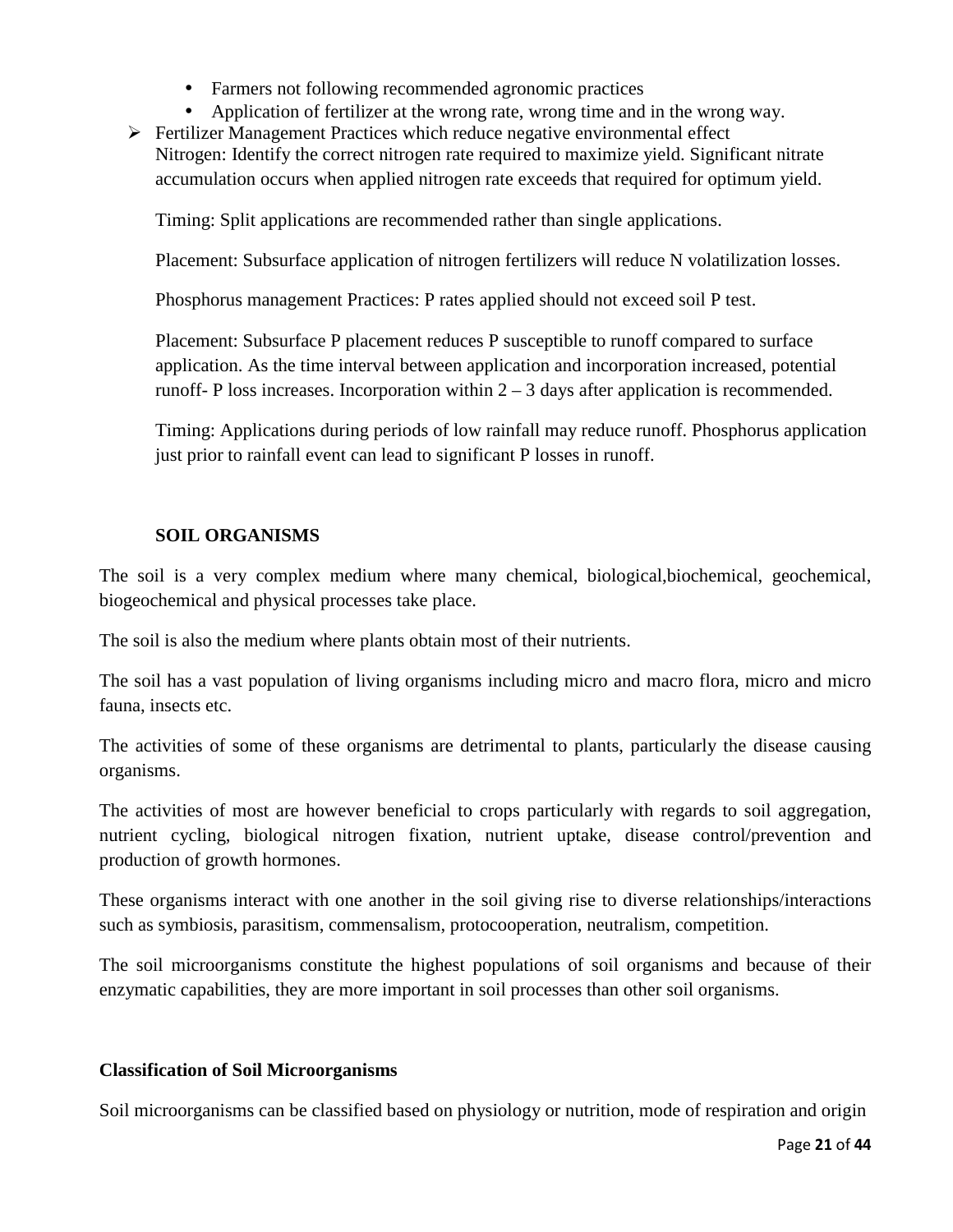- Farmers not following recommended agronomic practices
- Application of fertilizer at the wrong rate, wrong time and in the wrong way.

- Fertilizer Management Practices which reduce negative environmental effect
  Nitrogen: Identify the correct nitrogen rate required to maximize yield. Significant nitrate accumulation occurs when applied nitrogen rate exceeds that required for optimum yield.

  Timing: Split applications are recommended rather than single applications.

  Placement: Subsurface application of nitrogen fertilizers will reduce N volatilization losses.

  Phosphorus management Practices: P rates applied should not exceed soil P test.

  Placement: Subsurface P placement reduces P susceptible to runoff compared to surface application. As the time interval between application and incorporation increased, potential runoff- P loss increases. Incorporation within 2 – 3 days after application is recommended.

  Timing: Applications during periods of low rainfall may reduce runoff. Phosphorus application just prior to rainfall event can lead to significant P losses in runoff.

## SOIL ORGANISMS

The soil is a very complex medium where many chemical, biological,biochemical, geochemical, biogeochemical and physical processes take place.

The soil is also the medium where plants obtain most of their nutrients.

The soil has a vast population of living organisms including micro and macro flora, micro and micro fauna, insects etc.

The activities of some of these organisms are detrimental to plants, particularly the disease causing organisms.

The activities of most are however beneficial to crops particularly with regards to soil aggregation, nutrient cycling, biological nitrogen fixation, nutrient uptake, disease control/prevention and production of growth hormones.

These organisms interact with one another in the soil giving rise to diverse relationships/interactions such as symbiosis, parasitism, commensalism, protocooperation, neutralism, competition.

The soil microorganisms constitute the highest populations of soil organisms and because of their enzymatic capabilities, they are more important in soil processes than other soil organisms.

### Classification of Soil Microorganisms

Soil microorganisms can be classified based on physiology or nutrition, mode of respiration and origin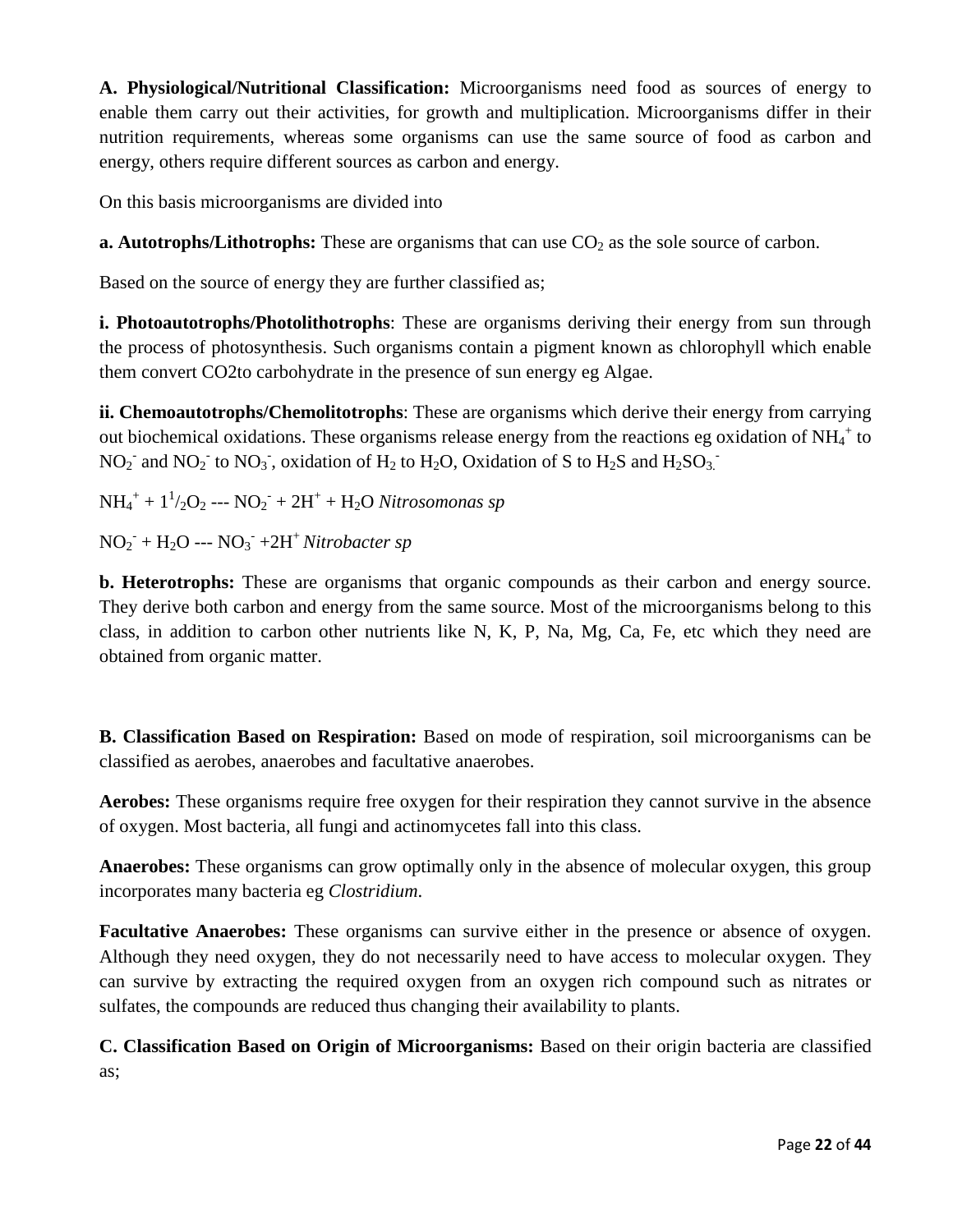**A. Physiological/Nutritional Classification:** Microorganisms need food as sources of energy to enable them carry out their activities, for growth and multiplication. Microorganisms differ in their nutrition requirements, whereas some organisms can use the same source of food as carbon and energy, others require different sources as carbon and energy.

On this basis microorganisms are divided into

**a. Autotrophs/Lithotrophs:** These are organisms that can use $CO_2$ as the sole source of carbon.

Based on the source of energy they are further classified as;

**i. Photoautotrophs/Photolithotrophs**: These are organisms deriving their energy from sun through the process of photosynthesis. Such organisms contain a pigment known as chlorophyll which enable them convert CO2to carbohydrate in the presence of sun energy eg Algae.

**ii. Chemoautotrophs/Chemolitotrophs**: These are organisms which derive their energy from carrying out biochemical oxidations. These organisms release energy from the reactions eg oxidation of $NH_4^+$ to $NO_2^-$ and $NO_2^-$ to $NO_3^-$, oxidation of $H_2$ to $H_2O$, Oxidation of S to $H_2S$ and $H_2SO_3^-$

$NH_4^+ + 1^1/_2O_2$ --- $NO_2^- + 2H^+ + H_2O$ *Nitrosomonas sp*

$NO_2^- + H_2O$ --- $NO_3^- + 2H^+$ *Nitrobacter sp*

**b. Heterotrophs:** These are organisms that organic compounds as their carbon and energy source. They derive both carbon and energy from the same source. Most of the microorganisms belong to this class, in addition to carbon other nutrients like N, K, P, Na, Mg, Ca, Fe, etc which they need are obtained from organic matter.

**B. Classification Based on Respiration:** Based on mode of respiration, soil microorganisms can be classified as aerobes, anaerobes and facultative anaerobes.

**Aerobes:** These organisms require free oxygen for their respiration they cannot survive in the absence of oxygen. Most bacteria, all fungi and actinomycetes fall into this class.

**Anaerobes:** These organisms can grow optimally only in the absence of molecular oxygen, this group incorporates many bacteria eg *Clostridium.*

**Facultative Anaerobes:** These organisms can survive either in the presence or absence of oxygen. Although they need oxygen, they do not necessarily need to have access to molecular oxygen. They can survive by extracting the required oxygen from an oxygen rich compound such as nitrates or sulfates, the compounds are reduced thus changing their availability to plants.

**C. Classification Based on Origin of Microorganisms:** Based on their origin bacteria are classified as;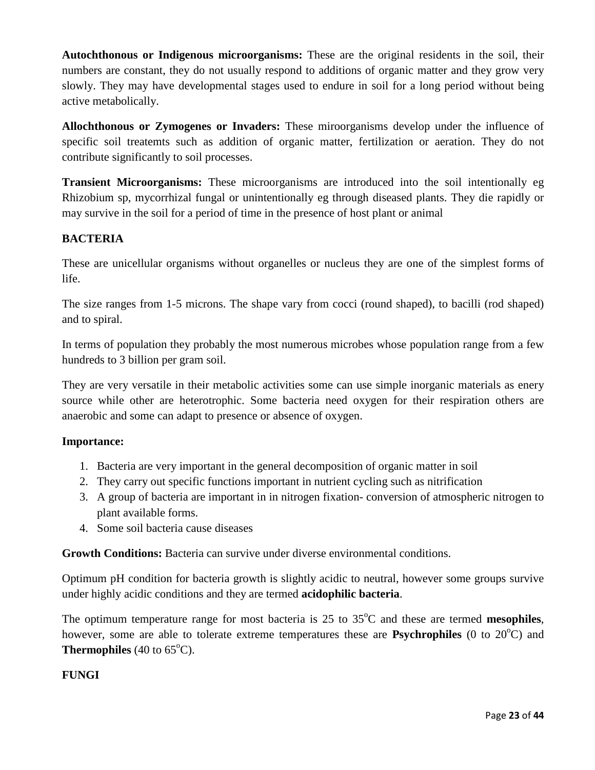**Autochthonous or Indigenous microorganisms:** These are the original residents in the soil, their numbers are constant, they do not usually respond to additions of organic matter and they grow very slowly. They may have developmental stages used to endure in soil for a long period without being active metabolically.

**Allochthonous or Zymogenes or Invaders:** These miroorganisms develop under the influence of specific soil treatemts such as addition of organic matter, fertilization or aeration. They do not contribute significantly to soil processes.

**Transient Microorganisms:** These microorganisms are introduced into the soil intentionally eg Rhizobium sp, mycorrhizal fungal or unintentionally eg through diseased plants. They die rapidly or may survive in the soil for a period of time in the presence of host plant or animal

## BACTERIA

These are unicellular organisms without organelles or nucleus they are one of the simplest forms of life.

The size ranges from 1-5 microns. The shape vary from cocci (round shaped), to bacilli (rod shaped) and to spiral.

In terms of population they probably the most numerous microbes whose population range from a few hundreds to 3 billion per gram soil.

They are very versatile in their metabolic activities some can use simple inorganic materials as enery source while other are heterotrophic. Some bacteria need oxygen for their respiration others are anaerobic and some can adapt to presence or absence of oxygen.

**Importance:**

1. Bacteria are very important in the general decomposition of organic matter in soil
2. They carry out specific functions important in nutrient cycling such as nitrification
3. A group of bacteria are important in in nitrogen fixation- conversion of atmospheric nitrogen to plant available forms.
4. Some soil bacteria cause diseases

**Growth Conditions:** Bacteria can survive under diverse environmental conditions.

Optimum pH condition for bacteria growth is slightly acidic to neutral, however some groups survive under highly acidic conditions and they are termed **acidophilic bacteria**.

The optimum temperature range for most bacteria is 25 to 35$^{o}$C and these are termed **mesophiles**, however, some are able to tolerate extreme temperatures these are **Psychrophiles** (0 to 20$^{o}$C) and **Thermophiles** (40 to 65$^{o}$C).

## FUNGI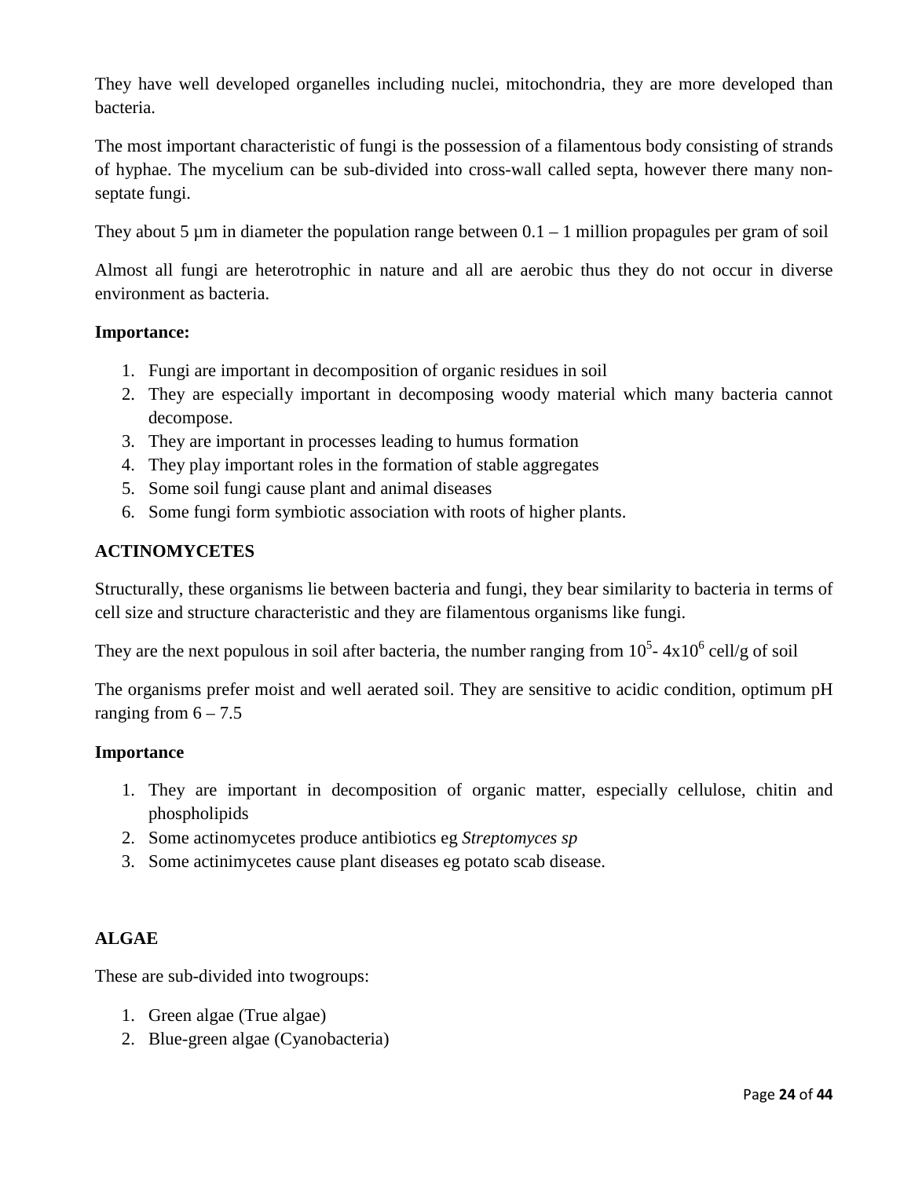They have well developed organelles including nuclei, mitochondria, they are more developed than bacteria.

The most important characteristic of fungi is the possession of a filamentous body consisting of strands of hyphae. The mycelium can be sub-divided into cross-wall called septa, however there many non-septate fungi.

They about 5 µm in diameter the population range between 0.1 – 1 million propagules per gram of soil

Almost all fungi are heterotrophic in nature and all are aerobic thus they do not occur in diverse environment as bacteria.

**Importance:**

1. Fungi are important in decomposition of organic residues in soil
2. They are especially important in decomposing woody material which many bacteria cannot decompose.
3. They are important in processes leading to humus formation
4. They play important roles in the formation of stable aggregates
5. Some soil fungi cause plant and animal diseases
6. Some fungi form symbiotic association with roots of higher plants.

**ACTINOMYCETES**

Structurally, these organisms lie between bacteria and fungi, they bear similarity to bacteria in terms of cell size and structure characteristic and they are filamentous organisms like fungi.

They are the next populous in soil after bacteria, the number ranging from $10^5$- $4x10^6$ cell/g of soil

The organisms prefer moist and well aerated soil. They are sensitive to acidic condition, optimum pH ranging from 6 – 7.5

**Importance**

1. They are important in decomposition of organic matter, especially cellulose, chitin and phospholipids
2. Some actinomycetes produce antibiotics eg *Streptomyces sp*
3. Some actinimycetes cause plant diseases eg potato scab disease.

**ALGAE**

These are sub-divided into twogroups:

1. Green algae (True algae)
2. Blue-green algae (Cyanobacteria)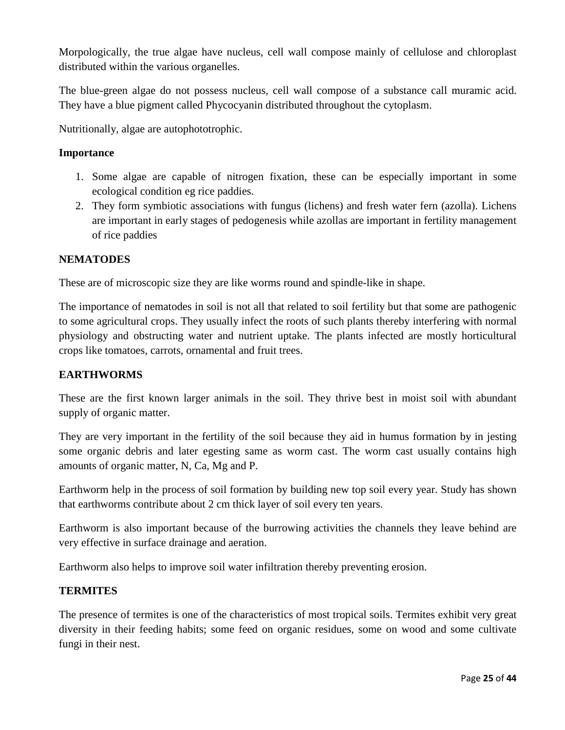Morpologically, the true algae have nucleus, cell wall compose mainly of cellulose and chloroplast distributed within the various organelles.

The blue-green algae do not possess nucleus, cell wall compose of a substance call muramic acid. They have a blue pigment called Phycocyanin distributed throughout the cytoplasm.

Nutritionally, algae are autophototrophic.

**Importance**

1. Some algae are capable of nitrogen fixation, these can be especially important in some ecological condition eg rice paddies.
2. They form symbiotic associations with fungus (lichens) and fresh water fern (azolla). Lichens are important in early stages of pedogenesis while azollas are important in fertility management of rice paddies

**NEMATODES**

These are of microscopic size they are like worms round and spindle-like in shape.

The importance of nematodes in soil is not all that related to soil fertility but that some are pathogenic to some agricultural crops. They usually infect the roots of such plants thereby interfering with normal physiology and obstructing water and nutrient uptake. The plants infected are mostly horticultural crops like tomatoes, carrots, ornamental and fruit trees.

**EARTHWORMS**

These are the first known larger animals in the soil. They thrive best in moist soil with abundant supply of organic matter.

They are very important in the fertility of the soil because they aid in humus formation by in jesting some organic debris and later egesting same as worm cast. The worm cast usually contains high amounts of organic matter, N, Ca, Mg and P.

Earthworm help in the process of soil formation by building new top soil every year. Study has shown that earthworms contribute about 2 cm thick layer of soil every ten years.

Earthworm is also important because of the burrowing activities the channels they leave behind are very effective in surface drainage and aeration.

Earthworm also helps to improve soil water infiltration thereby preventing erosion.

**TERMITES**

The presence of termites is one of the characteristics of most tropical soils. Termites exhibit very great diversity in their feeding habits; some feed on organic residues, some on wood and some cultivate fungi in their nest.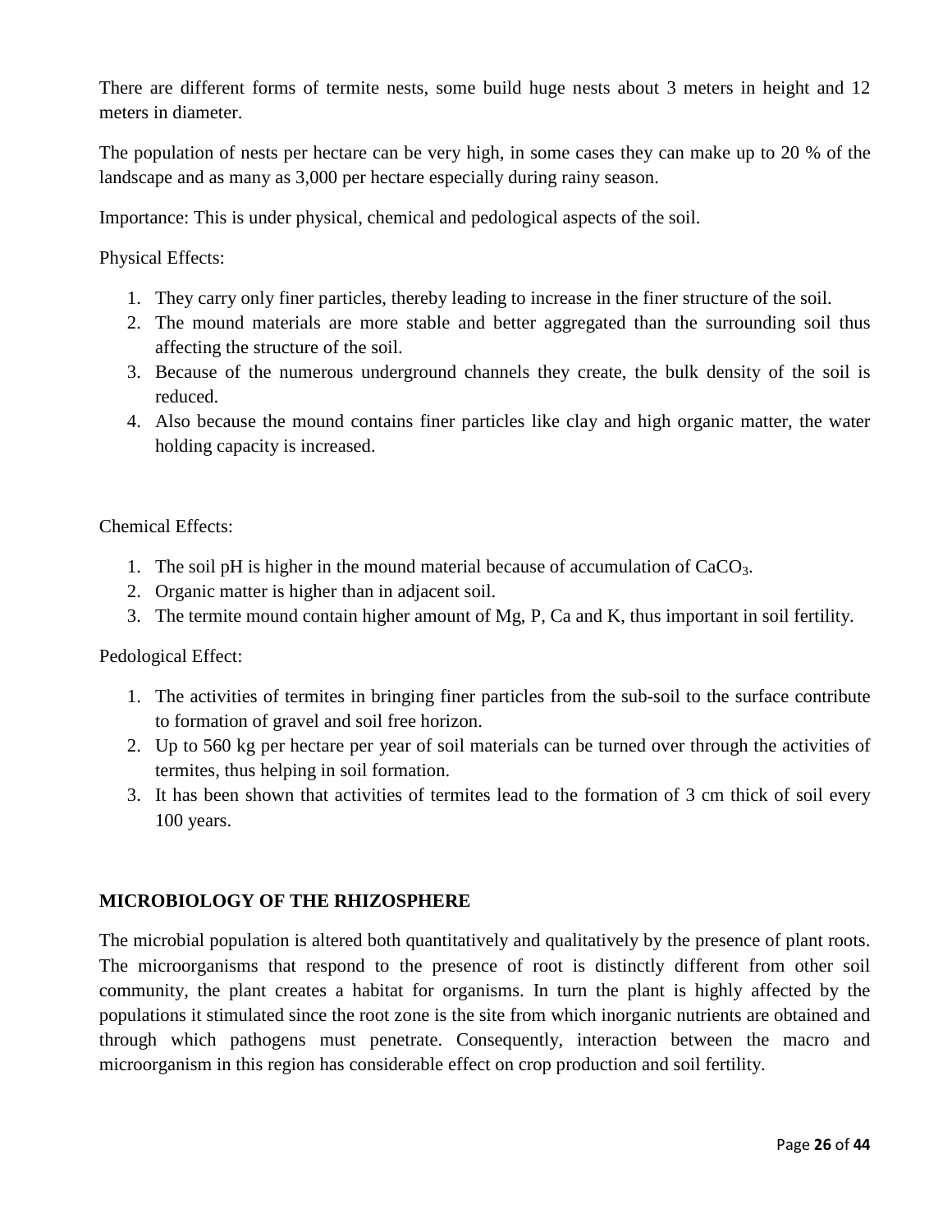There are different forms of termite nests, some build huge nests about 3 meters in height and 12 meters in diameter.

The population of nests per hectare can be very high, in some cases they can make up to 20 % of the landscape and as many as 3,000 per hectare especially during rainy season.

Importance: This is under physical, chemical and pedological aspects of the soil.

Physical Effects:

1. They carry only finer particles, thereby leading to increase in the finer structure of the soil.
2. The mound materials are more stable and better aggregated than the surrounding soil thus affecting the structure of the soil.
3. Because of the numerous underground channels they create, the bulk density of the soil is reduced.
4. Also because the mound contains finer particles like clay and high organic matter, the water holding capacity is increased.

Chemical Effects:

1. The soil pH is higher in the mound material because of accumulation of $CaCO_3$.
2. Organic matter is higher than in adjacent soil.
3. The termite mound contain higher amount of Mg, P, Ca and K, thus important in soil fertility.

Pedological Effect:

1. The activities of termites in bringing finer particles from the sub-soil to the surface contribute to formation of gravel and soil free horizon.
2. Up to 560 kg per hectare per year of soil materials can be turned over through the activities of termites, thus helping in soil formation.
3. It has been shown that activities of termites lead to the formation of 3 cm thick of soil every 100 years.

## MICROBIOLOGY OF THE RHIZOSPHERE

The microbial population is altered both quantitatively and qualitatively by the presence of plant roots. The microorganisms that respond to the presence of root is distinctly different from other soil community, the plant creates a habitat for organisms. In turn the plant is highly affected by the populations it stimulated since the root zone is the site from which inorganic nutrients are obtained and through which pathogens must penetrate. Consequently, interaction between the macro and microorganism in this region has considerable effect on crop production and soil fertility.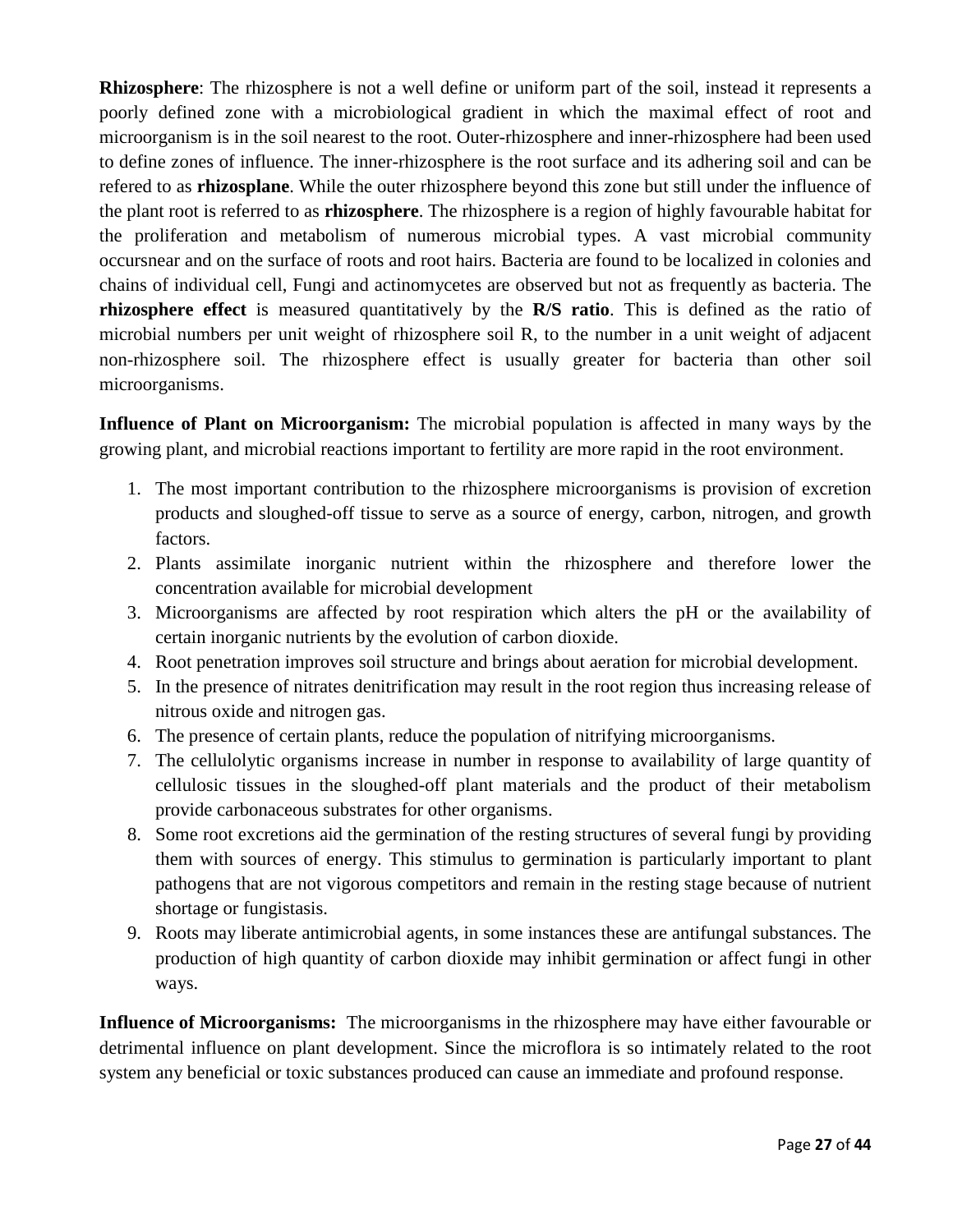**Rhizosphere**: The rhizosphere is not a well define or uniform part of the soil, instead it represents a poorly defined zone with a microbiological gradient in which the maximal effect of root and microorganism is in the soil nearest to the root. Outer-rhizosphere and inner-rhizosphere had been used to define zones of influence. The inner-rhizosphere is the root surface and its adhering soil and can be refered to as **rhizosplane**. While the outer rhizosphere beyond this zone but still under the influence of the plant root is referred to as **rhizosphere**. The rhizosphere is a region of highly favourable habitat for the proliferation and metabolism of numerous microbial types. A vast microbial community occursnear and on the surface of roots and root hairs. Bacteria are found to be localized in colonies and chains of individual cell, Fungi and actinomycetes are observed but not as frequently as bacteria. The **rhizosphere effect** is measured quantitatively by the **R/S ratio**. This is defined as the ratio of microbial numbers per unit weight of rhizosphere soil R, to the number in a unit weight of adjacent non-rhizosphere soil. The rhizosphere effect is usually greater for bacteria than other soil microorganisms.

**Influence of Plant on Microorganism:** The microbial population is affected in many ways by the growing plant, and microbial reactions important to fertility are more rapid in the root environment.

1. The most important contribution to the rhizosphere microorganisms is provision of excretion products and sloughed-off tissue to serve as a source of energy, carbon, nitrogen, and growth factors.
2. Plants assimilate inorganic nutrient within the rhizosphere and therefore lower the concentration available for microbial development
3. Microorganisms are affected by root respiration which alters the pH or the availability of certain inorganic nutrients by the evolution of carbon dioxide.
4. Root penetration improves soil structure and brings about aeration for microbial development.
5. In the presence of nitrates denitrification may result in the root region thus increasing release of nitrous oxide and nitrogen gas.
6. The presence of certain plants, reduce the population of nitrifying microorganisms.
7. The cellulolytic organisms increase in number in response to availability of large quantity of cellulosic tissues in the sloughed-off plant materials and the product of their metabolism provide carbonaceous substrates for other organisms.
8. Some root excretions aid the germination of the resting structures of several fungi by providing them with sources of energy. This stimulus to germination is particularly important to plant pathogens that are not vigorous competitors and remain in the resting stage because of nutrient shortage or fungistasis.
9. Roots may liberate antimicrobial agents, in some instances these are antifungal substances. The production of high quantity of carbon dioxide may inhibit germination or affect fungi in other ways.

**Influence of Microorganisms:** The microorganisms in the rhizosphere may have either favourable or detrimental influence on plant development. Since the microflora is so intimately related to the root system any beneficial or toxic substances produced can cause an immediate and profound response.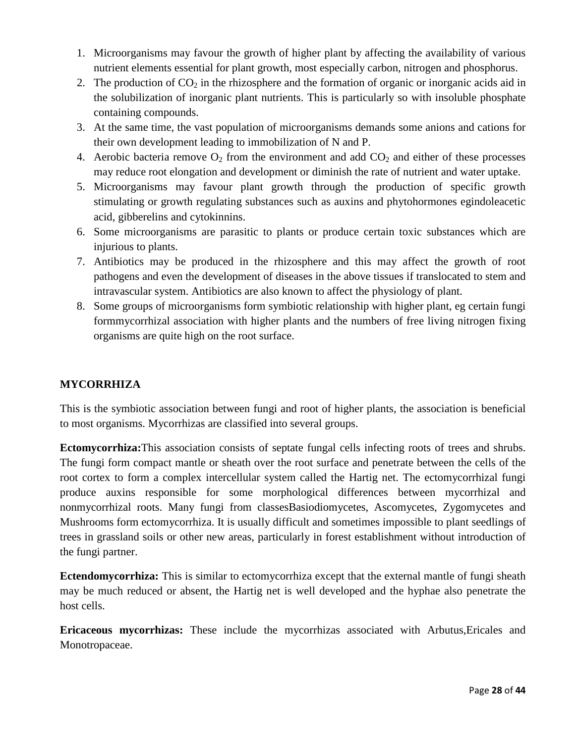1. Microorganisms may favour the growth of higher plant by affecting the availability of various nutrient elements essential for plant growth, most especially carbon, nitrogen and phosphorus.
2. The production of $CO_2$ in the rhizosphere and the formation of organic or inorganic acids aid in the solubilization of inorganic plant nutrients. This is particularly so with insoluble phosphate containing compounds.
3. At the same time, the vast population of microorganisms demands some anions and cations for their own development leading to immobilization of N and P.
4. Aerobic bacteria remove $O_2$ from the environment and add $CO_2$ and either of these processes may reduce root elongation and development or diminish the rate of nutrient and water uptake.
5. Microorganisms may favour plant growth through the production of specific growth stimulating or growth regulating substances such as auxins and phytohormones egindoleacetic acid, gibberelins and cytokinnins.
6. Some microorganisms are parasitic to plants or produce certain toxic substances which are injurious to plants.
7. Antibiotics may be produced in the rhizosphere and this may affect the growth of root pathogens and even the development of diseases in the above tissues if translocated to stem and intravascular system. Antibiotics are also known to affect the physiology of plant.
8. Some groups of microorganisms form symbiotic relationship with higher plant, eg certain fungi formmycorrhizal association with higher plants and the numbers of free living nitrogen fixing organisms are quite high on the root surface.

## MYCORRHIZA

This is the symbiotic association between fungi and root of higher plants, the association is beneficial to most organisms. Mycorrhizas are classified into several groups.

**Ectomycorrhiza:**This association consists of septate fungal cells infecting roots of trees and shrubs. The fungi form compact mantle or sheath over the root surface and penetrate between the cells of the root cortex to form a complex intercellular system called the Hartig net. The ectomycorrhizal fungi produce auxins responsible for some morphological differences between mycorrhizal and nonmycorrhizal roots. Many fungi from classesBasiodiomycetes, Ascomycetes, Zygomycetes and Mushrooms form ectomycorrhiza. It is usually difficult and sometimes impossible to plant seedlings of trees in grassland soils or other new areas, particularly in forest establishment without introduction of the fungi partner.

**Ectendomycorrhiza:** This is similar to ectomycorrhiza except that the external mantle of fungi sheath may be much reduced or absent, the Hartig net is well developed and the hyphae also penetrate the host cells.

**Ericaceous mycorrhizas:** These include the mycorrhizas associated with Arbutus,Ericales and Monotropaceae.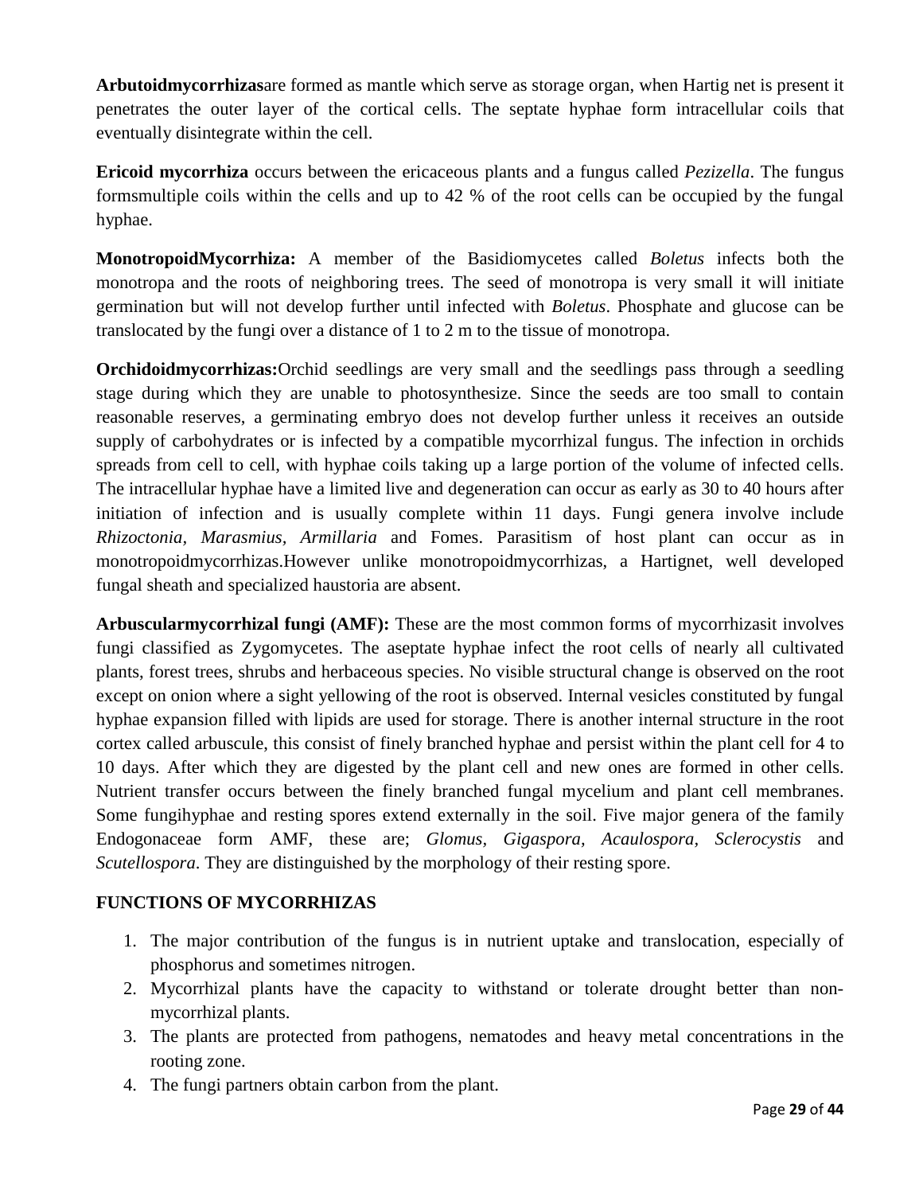**Arbutoidmycorrhizas**are formed as mantle which serve as storage organ, when Hartig net is present it penetrates the outer layer of the cortical cells. The septate hyphae form intracellular coils that eventually disintegrate within the cell.

**Ericoid mycorrhiza** occurs between the ericaceous plants and a fungus called *Pezizella*. The fungus formsmultiple coils within the cells and up to 42 % of the root cells can be occupied by the fungal hyphae.

**MonotropoidMycorrhiza:** A member of the Basidiomycetes called *Boletus* infects both the monotropa and the roots of neighboring trees. The seed of monotropa is very small it will initiate germination but will not develop further until infected with *Boletus*. Phosphate and glucose can be translocated by the fungi over a distance of 1 to 2 m to the tissue of monotropa.

**Orchidoidmycorrhizas:**Orchid seedlings are very small and the seedlings pass through a seedling stage during which they are unable to photosynthesize. Since the seeds are too small to contain reasonable reserves, a germinating embryo does not develop further unless it receives an outside supply of carbohydrates or is infected by a compatible mycorrhizal fungus. The infection in orchids spreads from cell to cell, with hyphae coils taking up a large portion of the volume of infected cells. The intracellular hyphae have a limited live and degeneration can occur as early as 30 to 40 hours after initiation of infection and is usually complete within 11 days. Fungi genera involve include *Rhizoctonia, Marasmius, Armillaria* and Fomes. Parasitism of host plant can occur as in monotropoidmycorrhizas.However unlike monotropoidmycorrhizas, a Hartignet, well developed fungal sheath and specialized haustoria are absent.

**Arbuscularmycorrhizal fungi (AMF):** These are the most common forms of mycorrhizasit involves fungi classified as Zygomycetes. The aseptate hyphae infect the root cells of nearly all cultivated plants, forest trees, shrubs and herbaceous species. No visible structural change is observed on the root except on onion where a sight yellowing of the root is observed. Internal vesicles constituted by fungal hyphae expansion filled with lipids are used for storage. There is another internal structure in the root cortex called arbuscule, this consist of finely branched hyphae and persist within the plant cell for 4 to 10 days. After which they are digested by the plant cell and new ones are formed in other cells. Nutrient transfer occurs between the finely branched fungal mycelium and plant cell membranes. Some fungihyphae and resting spores extend externally in the soil. Five major genera of the family Endogonaceae form AMF, these are; *Glomus, Gigaspora, Acaulospora, Sclerocystis* and *Scutellospora*. They are distinguished by the morphology of their resting spore.

## FUNCTIONS OF MYCORRHIZAS

1. The major contribution of the fungus is in nutrient uptake and translocation, especially of phosphorus and sometimes nitrogen.
2. Mycorrhizal plants have the capacity to withstand or tolerate drought better than non-mycorrhizal plants.
3. The plants are protected from pathogens, nematodes and heavy metal concentrations in the rooting zone.
4. The fungi partners obtain carbon from the plant.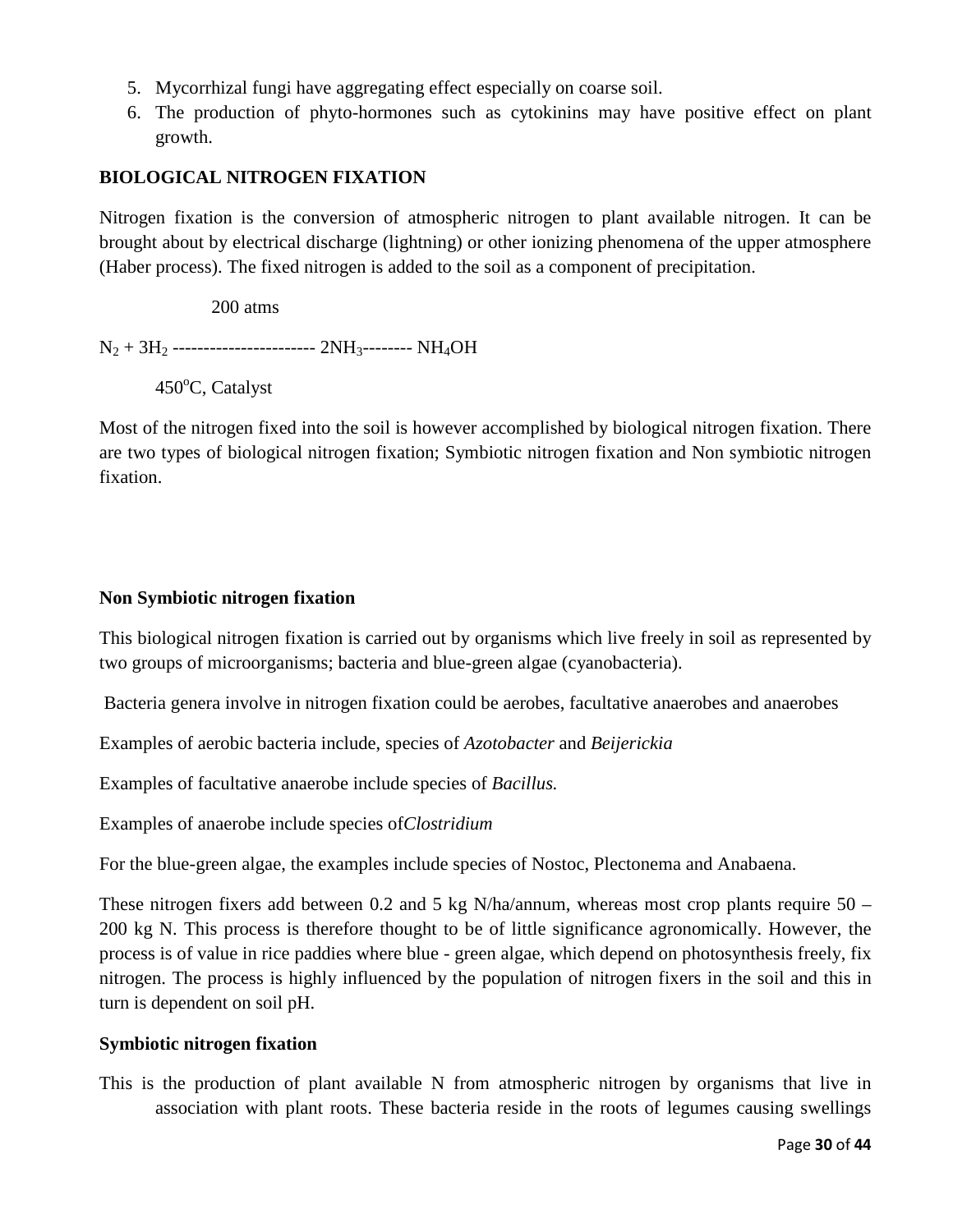5. Mycorrhizal fungi have aggregating effect especially on coarse soil.
6. The production of phyto-hormones such as cytokinins may have positive effect on plant growth.

**BIOLOGICAL NITROGEN FIXATION**

Nitrogen fixation is the conversion of atmospheric nitrogen to plant available nitrogen. It can be brought about by electrical discharge (lightning) or other ionizing phenomena of the upper atmosphere (Haber process). The fixed nitrogen is added to the soil as a component of precipitation.

$$N_2 + 3H_2 \xrightarrow[450^{o}C,\ Catalyst]{200\ atms} 2NH_3 \text{--------} NH_4OH$$

Most of the nitrogen fixed into the soil is however accomplished by biological nitrogen fixation. There are two types of biological nitrogen fixation; Symbiotic nitrogen fixation and Non symbiotic nitrogen fixation.

**Non Symbiotic nitrogen fixation**

This biological nitrogen fixation is carried out by organisms which live freely in soil as represented by two groups of microorganisms; bacteria and blue-green algae (cyanobacteria).

Bacteria genera involve in nitrogen fixation could be aerobes, facultative anaerobes and anaerobes

Examples of aerobic bacteria include, species of *Azotobacter* and *Beijerickia*

Examples of facultative anaerobe include species of *Bacillus.*

Examples of anaerobe include species of*Clostridium*

For the blue-green algae, the examples include species of Nostoc, Plectonema and Anabaena.

These nitrogen fixers add between 0.2 and 5 kg N/ha/annum, whereas most crop plants require 50 – 200 kg N. This process is therefore thought to be of little significance agronomically. However, the process is of value in rice paddies where blue - green algae, which depend on photosynthesis freely, fix nitrogen. The process is highly influenced by the population of nitrogen fixers in the soil and this in turn is dependent on soil pH.

**Symbiotic nitrogen fixation**

This is the production of plant available N from atmospheric nitrogen by organisms that live in association with plant roots. These bacteria reside in the roots of legumes causing swellings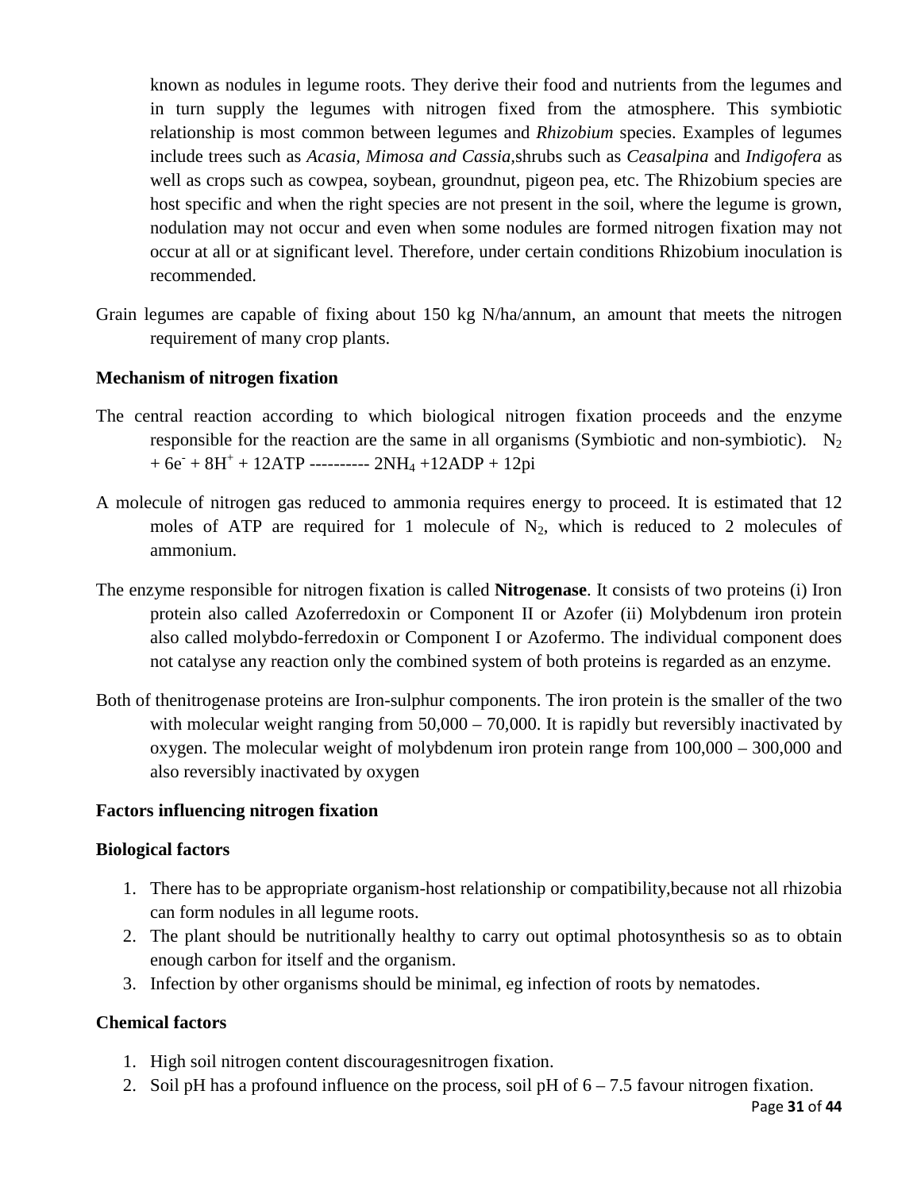known as nodules in legume roots. They derive their food and nutrients from the legumes and in turn supply the legumes with nitrogen fixed from the atmosphere. This symbiotic relationship is most common between legumes and *Rhizobium* species. Examples of legumes include trees such as *Acasia, Mimosa and Cassia,*shrubs such as *Ceasalpina* and *Indigofera* as well as crops such as cowpea, soybean, groundnut, pigeon pea, etc. The Rhizobium species are host specific and when the right species are not present in the soil, where the legume is grown, nodulation may not occur and even when some nodules are formed nitrogen fixation may not occur at all or at significant level. Therefore, under certain conditions Rhizobium inoculation is recommended.

Grain legumes are capable of fixing about 150 kg N/ha/annum, an amount that meets the nitrogen requirement of many crop plants.

**Mechanism of nitrogen fixation**

The central reaction according to which biological nitrogen fixation proceeds and the enzyme responsible for the reaction are the same in all organisms (Symbiotic and non-symbiotic). $N_2 + 6e^- + 8H^+ + 12ATP$ ---------- $2NH_4 + 12ADP + 12pi$

A molecule of nitrogen gas reduced to ammonia requires energy to proceed. It is estimated that 12 moles of ATP are required for 1 molecule of $N_2$, which is reduced to 2 molecules of ammonium.

The enzyme responsible for nitrogen fixation is called **Nitrogenase**. It consists of two proteins (i) Iron protein also called Azoferredoxin or Component II or Azofer (ii) Molybdenum iron protein also called molybdo-ferredoxin or Component I or Azofermo. The individual component does not catalyse any reaction only the combined system of both proteins is regarded as an enzyme.

Both of thenitrogenase proteins are Iron-sulphur components. The iron protein is the smaller of the two with molecular weight ranging from 50,000 – 70,000. It is rapidly but reversibly inactivated by oxygen. The molecular weight of molybdenum iron protein range from 100,000 – 300,000 and also reversibly inactivated by oxygen

**Factors influencing nitrogen fixation**

**Biological factors**

1. There has to be appropriate organism-host relationship or compatibility,because not all rhizobia can form nodules in all legume roots.
2. The plant should be nutritionally healthy to carry out optimal photosynthesis so as to obtain enough carbon for itself and the organism.
3. Infection by other organisms should be minimal, eg infection of roots by nematodes.

**Chemical factors**

1. High soil nitrogen content discouragesnitrogen fixation.
2. Soil pH has a profound influence on the process, soil pH of 6 – 7.5 favour nitrogen fixation.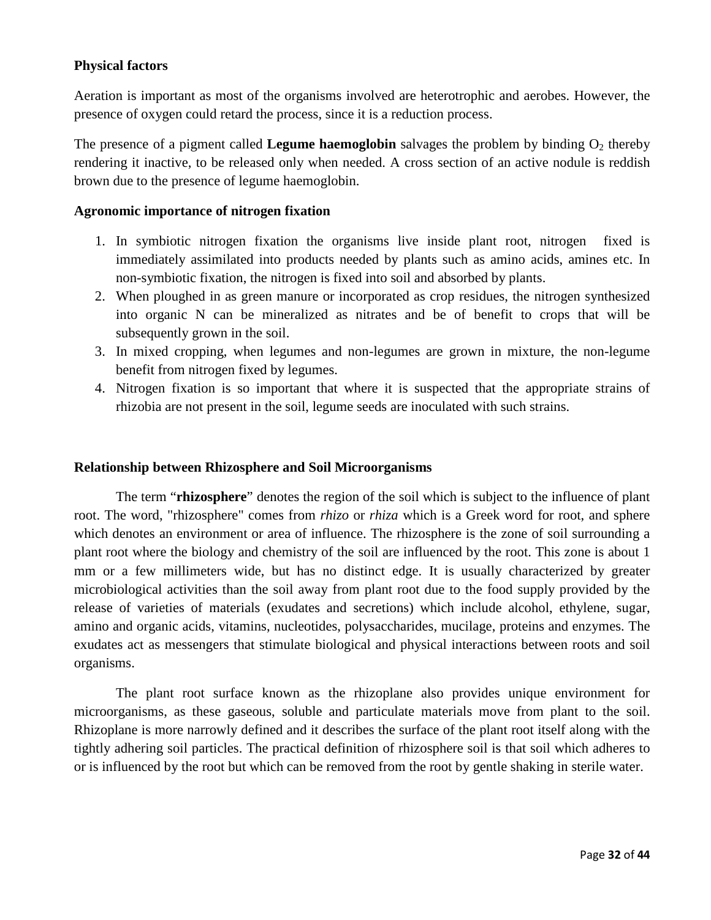**Physical factors**

Aeration is important as most of the organisms involved are heterotrophic and aerobes. However, the presence of oxygen could retard the process, since it is a reduction process.

The presence of a pigment called **Legume haemoglobin** salvages the problem by binding $O_2$ thereby rendering it inactive, to be released only when needed. A cross section of an active nodule is reddish brown due to the presence of legume haemoglobin.

**Agronomic importance of nitrogen fixation**

1. In symbiotic nitrogen fixation the organisms live inside plant root, nitrogen fixed is immediately assimilated into products needed by plants such as amino acids, amines etc. In non-symbiotic fixation, the nitrogen is fixed into soil and absorbed by plants.
2. When ploughed in as green manure or incorporated as crop residues, the nitrogen synthesized into organic N can be mineralized as nitrates and be of benefit to crops that will be subsequently grown in the soil.
3. In mixed cropping, when legumes and non-legumes are grown in mixture, the non-legume benefit from nitrogen fixed by legumes.
4. Nitrogen fixation is so important that where it is suspected that the appropriate strains of rhizobia are not present in the soil, legume seeds are inoculated with such strains.

**Relationship between Rhizosphere and Soil Microorganisms**

The term "**rhizosphere**" denotes the region of the soil which is subject to the influence of plant root. The word, "rhizosphere" comes from *rhizo* or *rhiza* which is a Greek word for root, and sphere which denotes an environment or area of influence. The rhizosphere is the zone of soil surrounding a plant root where the biology and chemistry of the soil are influenced by the root. This zone is about 1 mm or a few millimeters wide, but has no distinct edge. It is usually characterized by greater microbiological activities than the soil away from plant root due to the food supply provided by the release of varieties of materials (exudates and secretions) which include alcohol, ethylene, sugar, amino and organic acids, vitamins, nucleotides, polysaccharides, mucilage, proteins and enzymes. The exudates act as messengers that stimulate biological and physical interactions between roots and soil organisms.

The plant root surface known as the rhizoplane also provides unique environment for microorganisms, as these gaseous, soluble and particulate materials move from plant to the soil. Rhizoplane is more narrowly defined and it describes the surface of the plant root itself along with the tightly adhering soil particles. The practical definition of rhizosphere soil is that soil which adheres to or is influenced by the root but which can be removed from the root by gentle shaking in sterile water.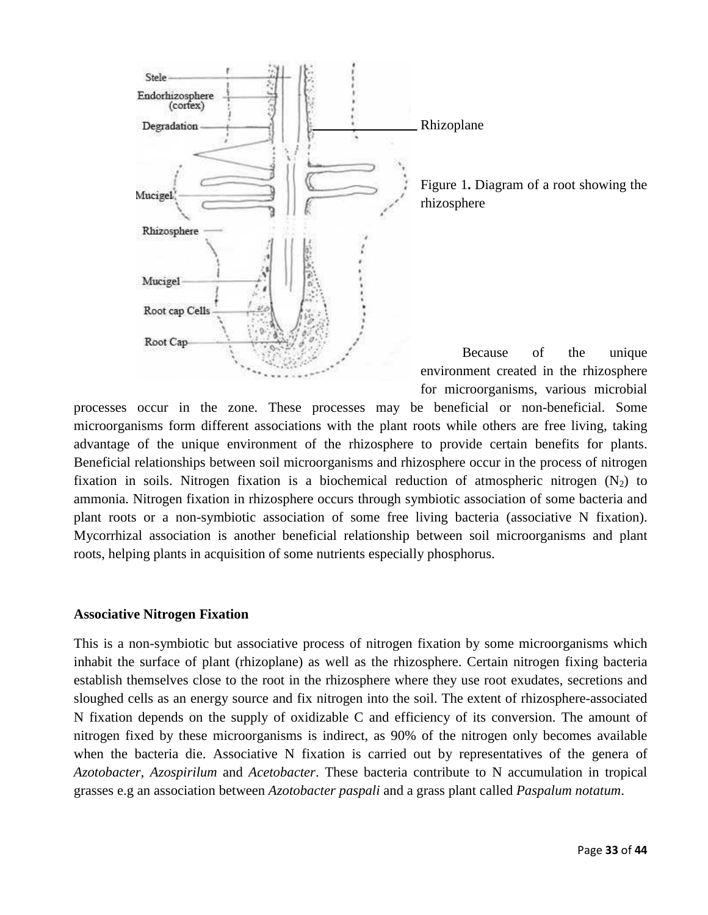Figure 1**.** Diagram of a root showing the rhizosphere

Because of the unique environment created in the rhizosphere for microorganisms, various microbial processes occur in the zone. These processes may be beneficial or non-beneficial. Some microorganisms form different associations with the plant roots while others are free living, taking advantage of the unique environment of the rhizosphere to provide certain benefits for plants. Beneficial relationships between soil microorganisms and rhizosphere occur in the process of nitrogen fixation in soils. Nitrogen fixation is a biochemical reduction of atmospheric nitrogen ($N_2$) to ammonia. Nitrogen fixation in rhizosphere occurs through symbiotic association of some bacteria and plant roots or a non-symbiotic association of some free living bacteria (associative N fixation). Mycorrhizal association is another beneficial relationship between soil microorganisms and plant roots, helping plants in acquisition of some nutrients especially phosphorus.

**Associative Nitrogen Fixation**

This is a non-symbiotic but associative process of nitrogen fixation by some microorganisms which inhabit the surface of plant (rhizoplane) as well as the rhizosphere. Certain nitrogen fixing bacteria establish themselves close to the root in the rhizosphere where they use root exudates, secretions and sloughed cells as an energy source and fix nitrogen into the soil. The extent of rhizosphere-associated N fixation depends on the supply of oxidizable C and efficiency of its conversion. The amount of nitrogen fixed by these microorganisms is indirect, as 90% of the nitrogen only becomes available when the bacteria die. Associative N fixation is carried out by representatives of the genera of *Azotobacter*, *Azospirilum* and *Acetobacter*. These bacteria contribute to N accumulation in tropical grasses e.g an association between *Azotobacter paspali* and a grass plant called *Paspalum notatum*.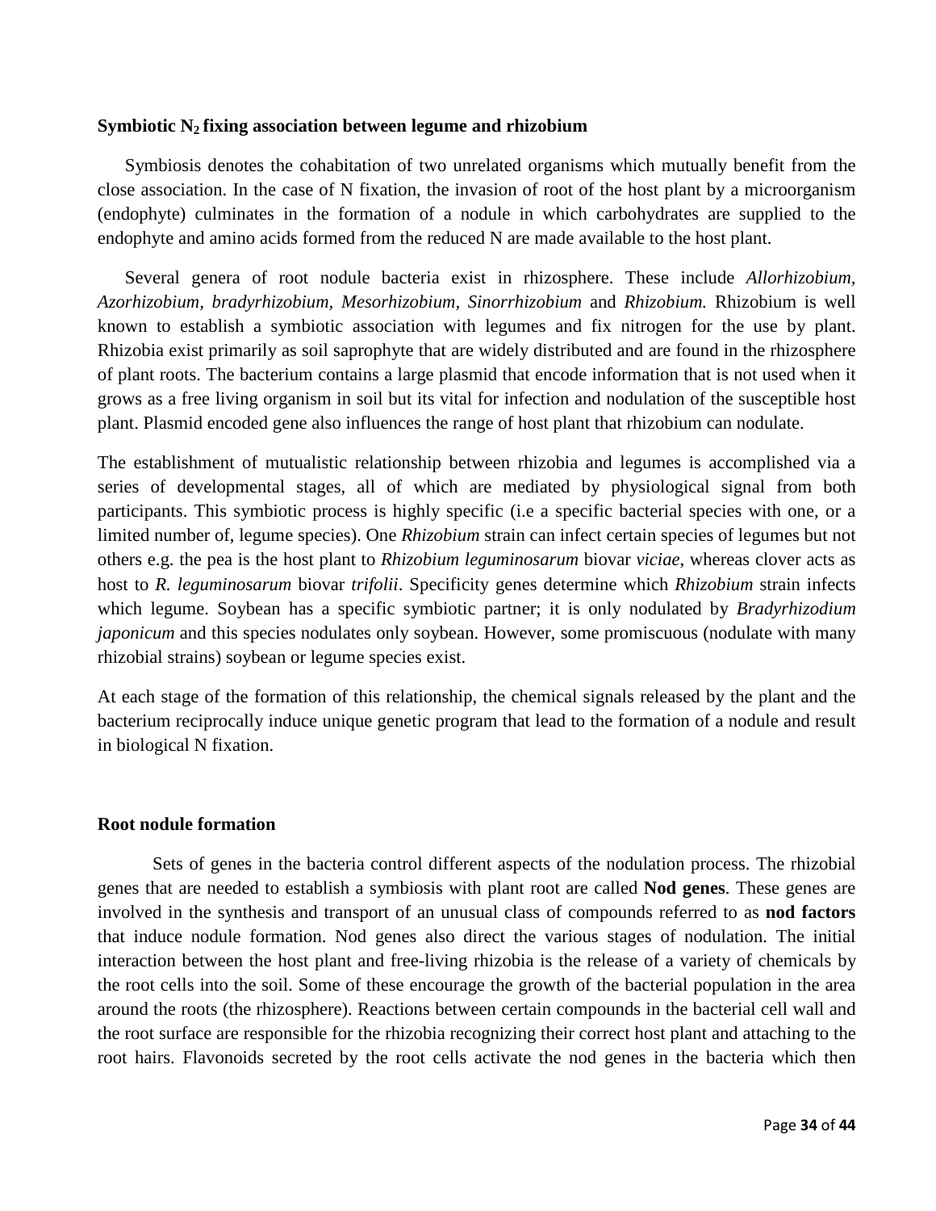### Symbiotic $N_2$ fixing association between legume and rhizobium

Symbiosis denotes the cohabitation of two unrelated organisms which mutually benefit from the close association. In the case of N fixation, the invasion of root of the host plant by a microorganism (endophyte) culminates in the formation of a nodule in which carbohydrates are supplied to the endophyte and amino acids formed from the reduced N are made available to the host plant.

Several genera of root nodule bacteria exist in rhizosphere. These include *Allorhizobium, Azorhizobium, bradyrhizobium, Mesorhizobium, Sinorrhizobium* and *Rhizobium.* Rhizobium is well known to establish a symbiotic association with legumes and fix nitrogen for the use by plant. Rhizobia exist primarily as soil saprophyte that are widely distributed and are found in the rhizosphere of plant roots. The bacterium contains a large plasmid that encode information that is not used when it grows as a free living organism in soil but its vital for infection and nodulation of the susceptible host plant. Plasmid encoded gene also influences the range of host plant that rhizobium can nodulate.

The establishment of mutualistic relationship between rhizobia and legumes is accomplished via a series of developmental stages, all of which are mediated by physiological signal from both participants. This symbiotic process is highly specific (i.e a specific bacterial species with one, or a limited number of, legume species). One *Rhizobium* strain can infect certain species of legumes but not others e.g. the pea is the host plant to *Rhizobium leguminosarum* biovar *viciae*, whereas clover acts as host to *R. leguminosarum* biovar *trifolii*. Specificity genes determine which *Rhizobium* strain infects which legume. Soybean has a specific symbiotic partner; it is only nodulated by *Bradyrhizodium japonicum* and this species nodulates only soybean. However, some promiscuous (nodulate with many rhizobial strains) soybean or legume species exist.

At each stage of the formation of this relationship, the chemical signals released by the plant and the bacterium reciprocally induce unique genetic program that lead to the formation of a nodule and result in biological N fixation.

### Root nodule formation

Sets of genes in the bacteria control different aspects of the nodulation process. The rhizobial genes that are needed to establish a symbiosis with plant root are called **Nod genes**. These genes are involved in the synthesis and transport of an unusual class of compounds referred to as **nod factors** that induce nodule formation. Nod genes also direct the various stages of nodulation. The initial interaction between the host plant and free-living rhizobia is the release of a variety of chemicals by the root cells into the soil. Some of these encourage the growth of the bacterial population in the area around the roots (the rhizosphere). Reactions between certain compounds in the bacterial cell wall and the root surface are responsible for the rhizobia recognizing their correct host plant and attaching to the root hairs. Flavonoids secreted by the root cells activate the nod genes in the bacteria which then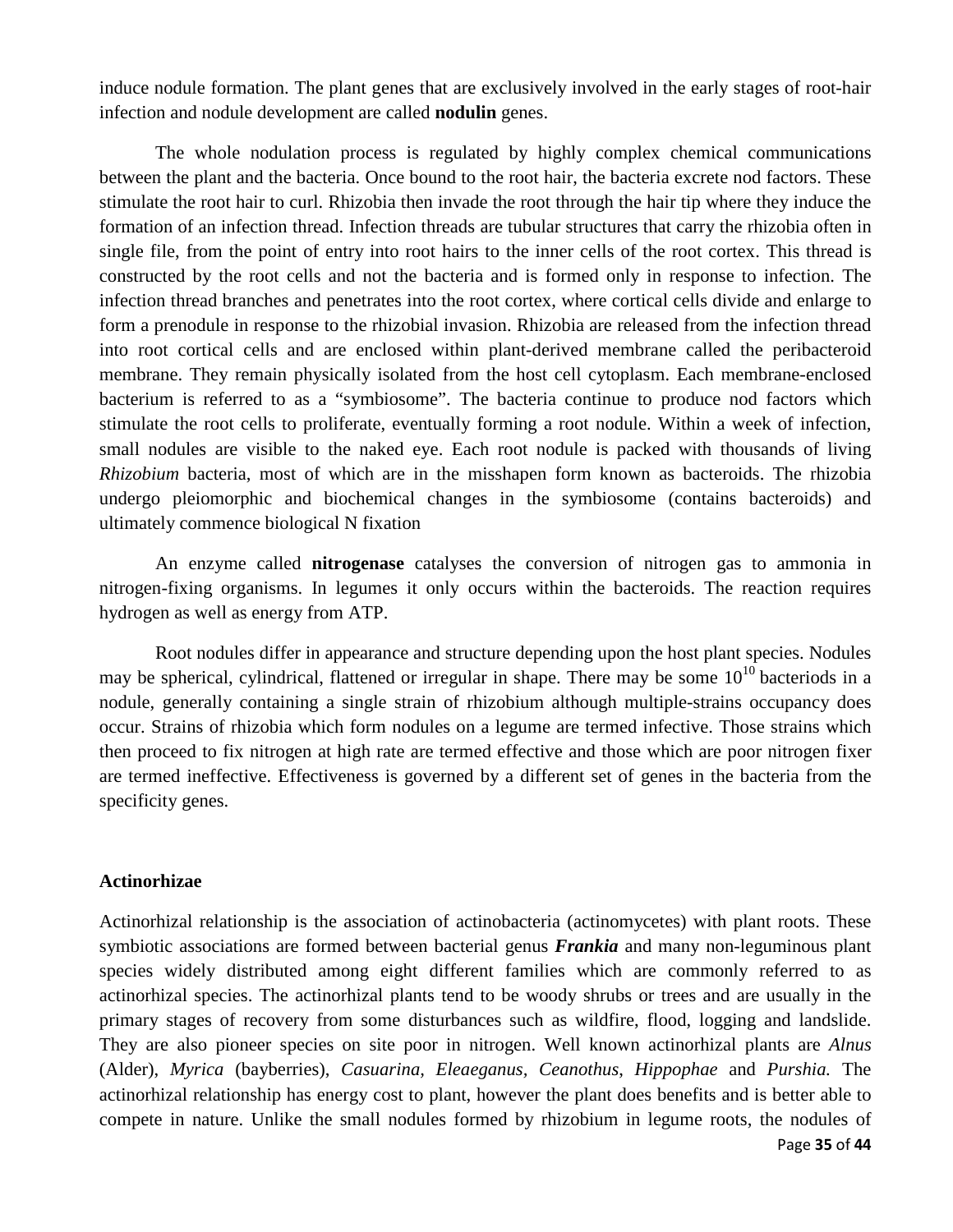induce nodule formation. The plant genes that are exclusively involved in the early stages of root-hair infection and nodule development are called **nodulin** genes.

The whole nodulation process is regulated by highly complex chemical communications between the plant and the bacteria. Once bound to the root hair, the bacteria excrete nod factors. These stimulate the root hair to curl. Rhizobia then invade the root through the hair tip where they induce the formation of an infection thread. Infection threads are tubular structures that carry the rhizobia often in single file, from the point of entry into root hairs to the inner cells of the root cortex. This thread is constructed by the root cells and not the bacteria and is formed only in response to infection. The infection thread branches and penetrates into the root cortex, where cortical cells divide and enlarge to form a prenodule in response to the rhizobial invasion. Rhizobia are released from the infection thread into root cortical cells and are enclosed within plant-derived membrane called the peribacteroid membrane. They remain physically isolated from the host cell cytoplasm. Each membrane-enclosed bacterium is referred to as a "symbiosome". The bacteria continue to produce nod factors which stimulate the root cells to proliferate, eventually forming a root nodule. Within a week of infection, small nodules are visible to the naked eye. Each root nodule is packed with thousands of living *Rhizobium* bacteria, most of which are in the misshapen form known as bacteroids. The rhizobia undergo pleiomorphic and biochemical changes in the symbiosome (contains bacteroids) and ultimately commence biological N fixation

An enzyme called **nitrogenase** catalyses the conversion of nitrogen gas to ammonia in nitrogen-fixing organisms. In legumes it only occurs within the bacteroids. The reaction requires hydrogen as well as energy from ATP.

Root nodules differ in appearance and structure depending upon the host plant species. Nodules may be spherical, cylindrical, flattened or irregular in shape. There may be some $10^{10}$ bacteriods in a nodule, generally containing a single strain of rhizobium although multiple-strains occupancy does occur. Strains of rhizobia which form nodules on a legume are termed infective. Those strains which then proceed to fix nitrogen at high rate are termed effective and those which are poor nitrogen fixer are termed ineffective. Effectiveness is governed by a different set of genes in the bacteria from the specificity genes.

### Actinorhizae

Actinorhizal relationship is the association of actinobacteria (actinomycetes) with plant roots. These symbiotic associations are formed between bacterial genus ***Frankia*** and many non-leguminous plant species widely distributed among eight different families which are commonly referred to as actinorhizal species. The actinorhizal plants tend to be woody shrubs or trees and are usually in the primary stages of recovery from some disturbances such as wildfire, flood, logging and landslide. They are also pioneer species on site poor in nitrogen. Well known actinorhizal plants are *Alnus* (Alder), *Myrica* (bayberries), *Casuarina, Eleaeganus, Ceanothus, Hippophae* and *Purshia.* The actinorhizal relationship has energy cost to plant, however the plant does benefits and is better able to compete in nature. Unlike the small nodules formed by rhizobium in legume roots, the nodules of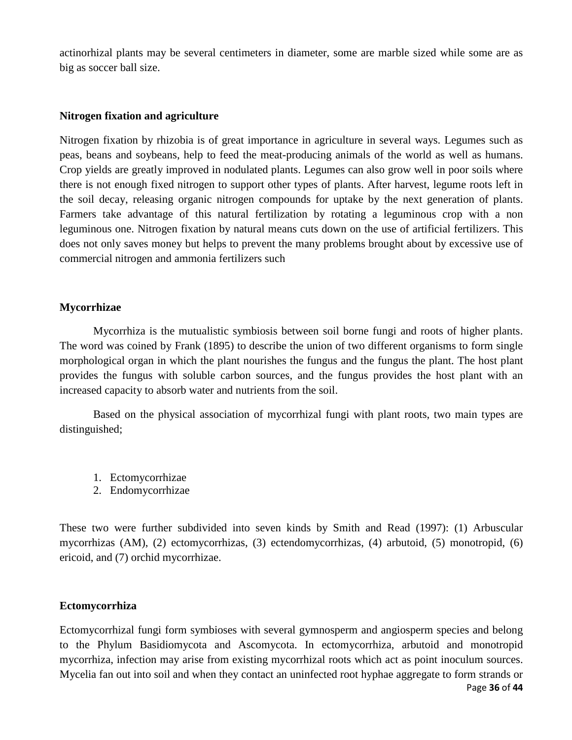actinorhizal plants may be several centimeters in diameter, some are marble sized while some are as big as soccer ball size.

### Nitrogen fixation and agriculture

Nitrogen fixation by rhizobia is of great importance in agriculture in several ways. Legumes such as peas, beans and soybeans, help to feed the meat-producing animals of the world as well as humans. Crop yields are greatly improved in nodulated plants. Legumes can also grow well in poor soils where there is not enough fixed nitrogen to support other types of plants. After harvest, legume roots left in the soil decay, releasing organic nitrogen compounds for uptake by the next generation of plants. Farmers take advantage of this natural fertilization by rotating a leguminous crop with a non leguminous one. Nitrogen fixation by natural means cuts down on the use of artificial fertilizers. This does not only saves money but helps to prevent the many problems brought about by excessive use of commercial nitrogen and ammonia fertilizers such

### Mycorrhizae

Mycorrhiza is the mutualistic symbiosis between soil borne fungi and roots of higher plants. The word was coined by Frank (1895) to describe the union of two different organisms to form single morphological organ in which the plant nourishes the fungus and the fungus the plant. The host plant provides the fungus with soluble carbon sources, and the fungus provides the host plant with an increased capacity to absorb water and nutrients from the soil.

Based on the physical association of mycorrhizal fungi with plant roots, two main types are distinguished;

1. Ectomycorrhizae
2. Endomycorrhizae

These two were further subdivided into seven kinds by Smith and Read (1997): (1) Arbuscular mycorrhizas (AM), (2) ectomycorrhizas, (3) ectendomycorrhizas, (4) arbutoid, (5) monotropid, (6) ericoid, and (7) orchid mycorrhizae.

### Ectomycorrhiza

Ectomycorrhizal fungi form symbioses with several gymnosperm and angiosperm species and belong to the Phylum Basidiomycota and Ascomycota. In ectomycorrhiza, arbutoid and monotropid mycorrhiza, infection may arise from existing mycorrhizal roots which act as point inoculum sources. Mycelia fan out into soil and when they contact an uninfected root hyphae aggregate to form strands or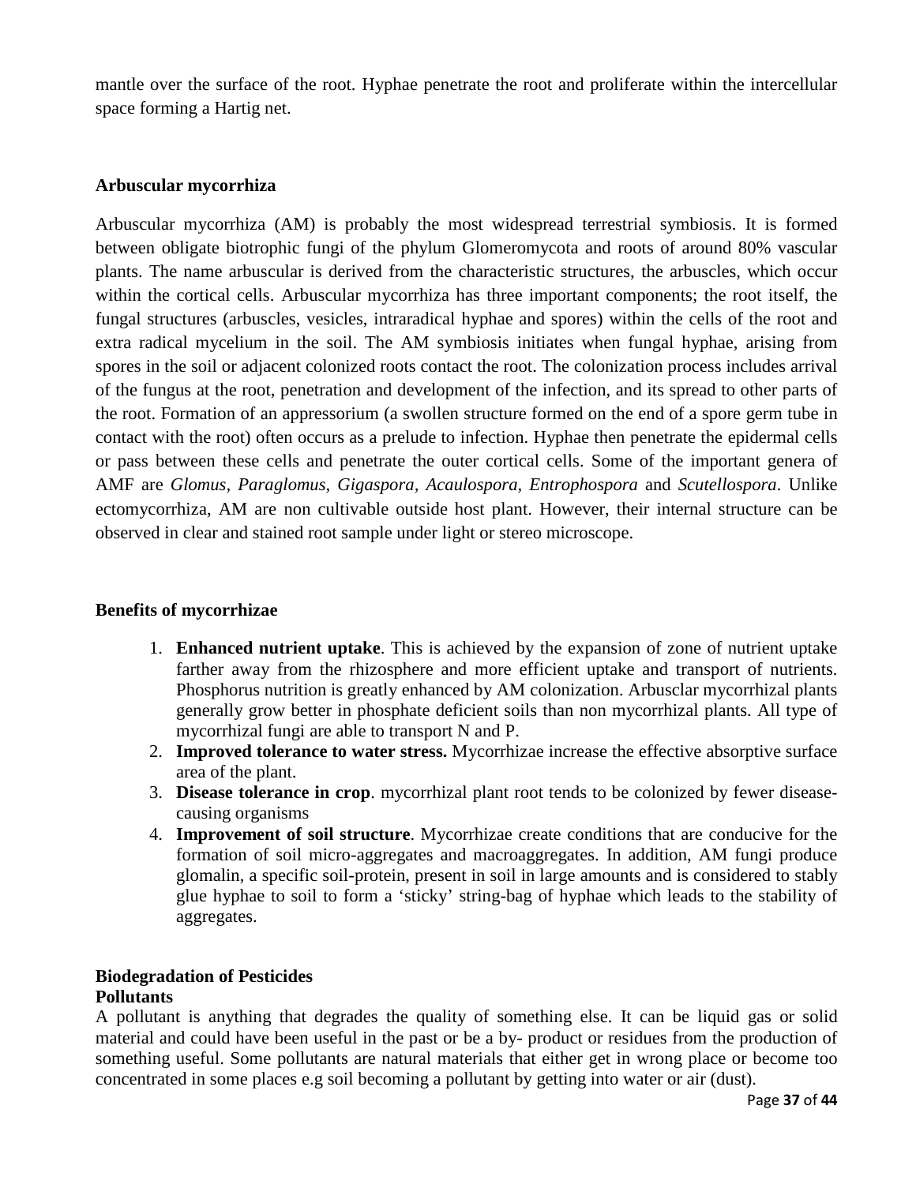mantle over the surface of the root. Hyphae penetrate the root and proliferate within the intercellular space forming a Hartig net.

**Arbuscular mycorrhiza**

Arbuscular mycorrhiza (AM) is probably the most widespread terrestrial symbiosis. It is formed between obligate biotrophic fungi of the phylum Glomeromycota and roots of around 80% vascular plants. The name arbuscular is derived from the characteristic structures, the arbuscles, which occur within the cortical cells. Arbuscular mycorrhiza has three important components; the root itself, the fungal structures (arbuscles, vesicles, intraradical hyphae and spores) within the cells of the root and extra radical mycelium in the soil. The AM symbiosis initiates when fungal hyphae, arising from spores in the soil or adjacent colonized roots contact the root. The colonization process includes arrival of the fungus at the root, penetration and development of the infection, and its spread to other parts of the root. Formation of an appressorium (a swollen structure formed on the end of a spore germ tube in contact with the root) often occurs as a prelude to infection. Hyphae then penetrate the epidermal cells or pass between these cells and penetrate the outer cortical cells. Some of the important genera of AMF are *Glomus, Paraglomus*, *Gigaspora, Acaulospora, Entrophospora* and *Scutellospora*. Unlike ectomycorrhiza, AM are non cultivable outside host plant. However, their internal structure can be observed in clear and stained root sample under light or stereo microscope.

**Benefits of mycorrhizae**

1. **Enhanced nutrient uptake**. This is achieved by the expansion of zone of nutrient uptake farther away from the rhizosphere and more efficient uptake and transport of nutrients. Phosphorus nutrition is greatly enhanced by AM colonization. Arbusclar mycorrhizal plants generally grow better in phosphate deficient soils than non mycorrhizal plants. All type of mycorrhizal fungi are able to transport N and P.
2. **Improved tolerance to water stress.** Mycorrhizae increase the effective absorptive surface area of the plant.
3. **Disease tolerance in crop**. mycorrhizal plant root tends to be colonized by fewer disease-causing organisms
4. **Improvement of soil structure**. Mycorrhizae create conditions that are conducive for the formation of soil micro-aggregates and macroaggregates. In addition, AM fungi produce glomalin, a specific soil-protein, present in soil in large amounts and is considered to stably glue hyphae to soil to form a 'sticky' string-bag of hyphae which leads to the stability of aggregates.

**Biodegradation of Pesticides**

**Pollutants**

A pollutant is anything that degrades the quality of something else. It can be liquid gas or solid material and could have been useful in the past or be a by- product or residues from the production of something useful. Some pollutants are natural materials that either get in wrong place or become too concentrated in some places e.g soil becoming a pollutant by getting into water or air (dust).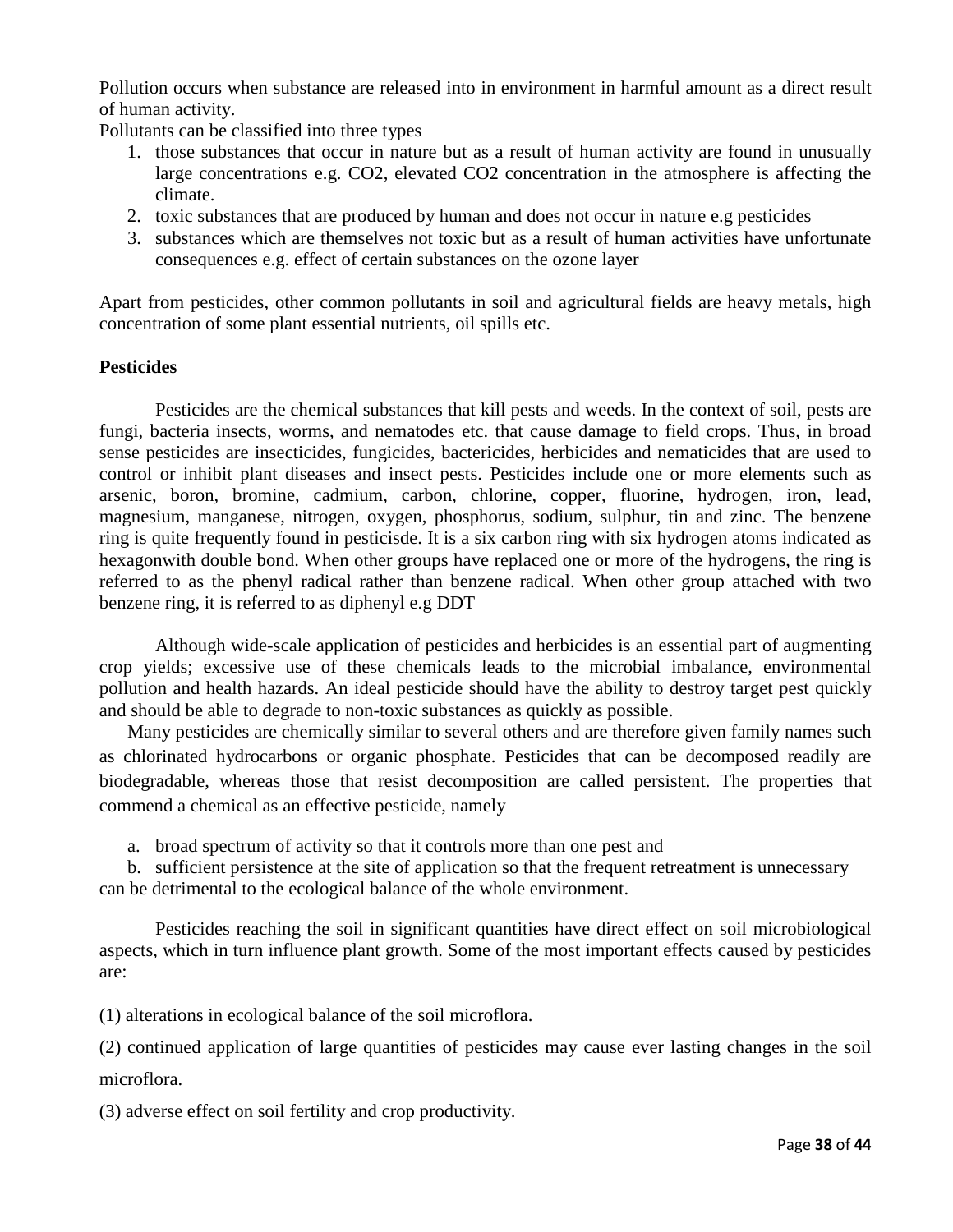Pollution occurs when substance are released into in environment in harmful amount as a direct result of human activity.

Pollutants can be classified into three types

1. those substances that occur in nature but as a result of human activity are found in unusually large concentrations e.g. $CO_2$, elevated $CO_2$ concentration in the atmosphere is affecting the climate.
2. toxic substances that are produced by human and does not occur in nature e.g pesticides
3. substances which are themselves not toxic but as a result of human activities have unfortunate consequences e.g. effect of certain substances on the ozone layer

Apart from pesticides, other common pollutants in soil and agricultural fields are heavy metals, high concentration of some plant essential nutrients, oil spills etc.

**Pesticides**

Pesticides are the chemical substances that kill pests and weeds. In the context of soil, pests are fungi, bacteria insects, worms, and nematodes etc. that cause damage to field crops. Thus, in broad sense pesticides are insecticides, fungicides, bactericides, herbicides and nematicides that are used to control or inhibit plant diseases and insect pests. Pesticides include one or more elements such as arsenic, boron, bromine, cadmium, carbon, chlorine, copper, fluorine, hydrogen, iron, lead, magnesium, manganese, nitrogen, oxygen, phosphorus, sodium, sulphur, tin and zinc. The benzene ring is quite frequently found in pesticisde. It is a six carbon ring with six hydrogen atoms indicated as hexagonwith double bond. When other groups have replaced one or more of the hydrogens, the ring is referred to as the phenyl radical rather than benzene radical. When other group attached with two benzene ring, it is referred to as diphenyl e.g DDT

Although wide-scale application of pesticides and herbicides is an essential part of augmenting crop yields; excessive use of these chemicals leads to the microbial imbalance, environmental pollution and health hazards. An ideal pesticide should have the ability to destroy target pest quickly and should be able to degrade to non-toxic substances as quickly as possible.

Many pesticides are chemically similar to several others and are therefore given family names such as chlorinated hydrocarbons or organic phosphate. Pesticides that can be decomposed readily are biodegradable, whereas those that resist decomposition are called persistent. The properties that commend a chemical as an effective pesticide, namely

a. broad spectrum of activity so that it controls more than one pest and
b. sufficient persistence at the site of application so that the frequent retreatment is unnecessary

can be detrimental to the ecological balance of the whole environment.

Pesticides reaching the soil in significant quantities have direct effect on soil microbiological aspects, which in turn influence plant growth. Some of the most important effects caused by pesticides are:

(1) alterations in ecological balance of the soil microflora.

(2) continued application of large quantities of pesticides may cause ever lasting changes in the soil microflora.

(3) adverse effect on soil fertility and crop productivity.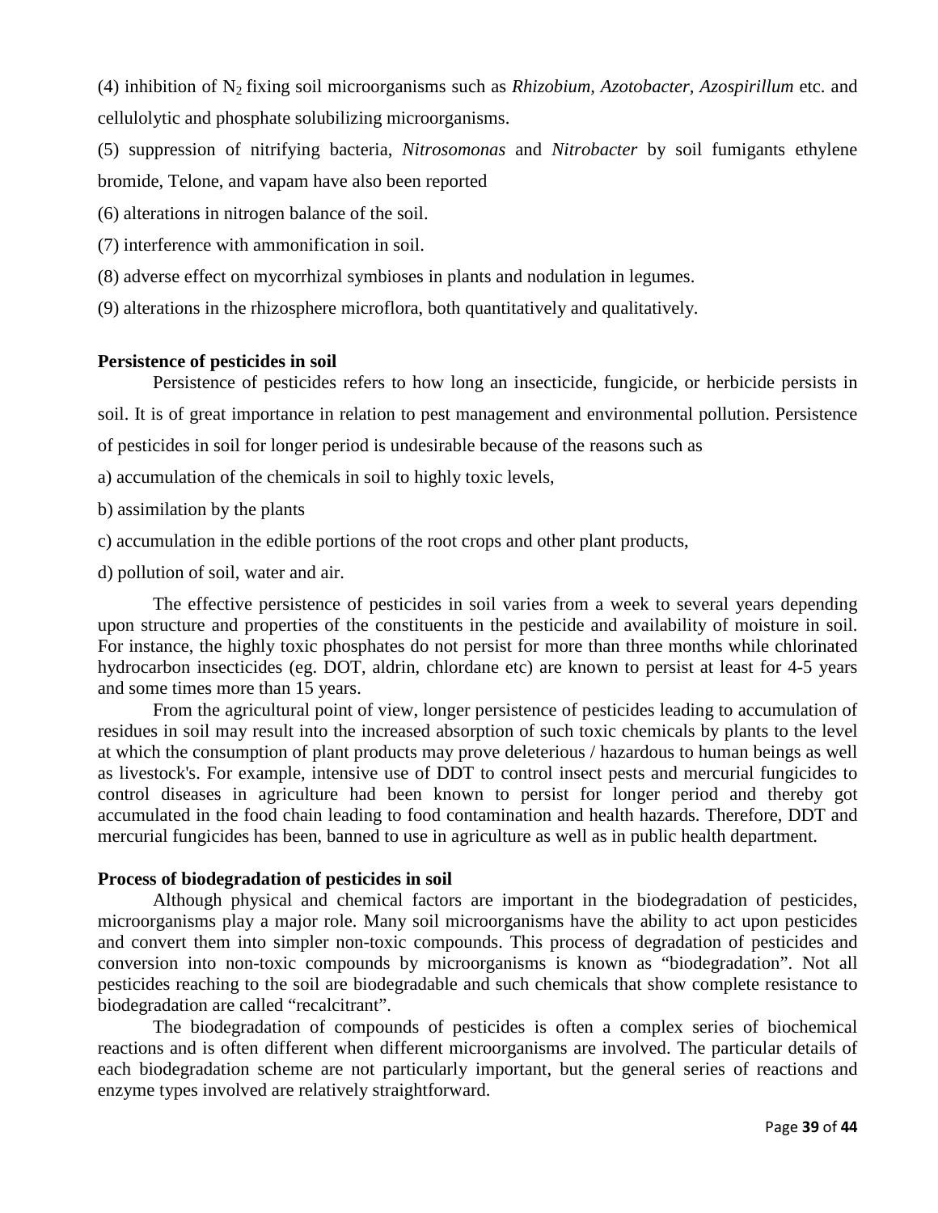(4) inhibition of $N_2$ fixing soil microorganisms such as *Rhizobium, Azotobacter, Azospirillum* etc. and cellulolytic and phosphate solubilizing microorganisms.

(5) suppression of nitrifying bacteria, *Nitrosomonas* and *Nitrobacter* by soil fumigants ethylene bromide, Telone, and vapam have also been reported

(6) alterations in nitrogen balance of the soil.

(7) interference with ammonification in soil.

(8) adverse effect on mycorrhizal symbioses in plants and nodulation in legumes.

(9) alterations in the rhizosphere microflora, both quantitatively and qualitatively.

**Persistence of pesticides in soil**

Persistence of pesticides refers to how long an insecticide, fungicide, or herbicide persists in soil. It is of great importance in relation to pest management and environmental pollution. Persistence of pesticides in soil for longer period is undesirable because of the reasons such as

a) accumulation of the chemicals in soil to highly toxic levels,

b) assimilation by the plants

c) accumulation in the edible portions of the root crops and other plant products,

d) pollution of soil, water and air.

The effective persistence of pesticides in soil varies from a week to several years depending upon structure and properties of the constituents in the pesticide and availability of moisture in soil. For instance, the highly toxic phosphates do not persist for more than three months while chlorinated hydrocarbon insecticides (eg. DOT, aldrin, chlordane etc) are known to persist at least for 4-5 years and some times more than 15 years.

From the agricultural point of view, longer persistence of pesticides leading to accumulation of residues in soil may result into the increased absorption of such toxic chemicals by plants to the level at which the consumption of plant products may prove deleterious / hazardous to human beings as well as livestock's. For example, intensive use of DDT to control insect pests and mercurial fungicides to control diseases in agriculture had been known to persist for longer period and thereby got accumulated in the food chain leading to food contamination and health hazards. Therefore, DDT and mercurial fungicides has been, banned to use in agriculture as well as in public health department.

**Process of biodegradation of pesticides in soil**

Although physical and chemical factors are important in the biodegradation of pesticides, microorganisms play a major role. Many soil microorganisms have the ability to act upon pesticides and convert them into simpler non-toxic compounds. This process of degradation of pesticides and conversion into non-toxic compounds by microorganisms is known as "biodegradation". Not all pesticides reaching to the soil are biodegradable and such chemicals that show complete resistance to biodegradation are called "recalcitrant".

The biodegradation of compounds of pesticides is often a complex series of biochemical reactions and is often different when different microorganisms are involved. The particular details of each biodegradation scheme are not particularly important, but the general series of reactions and enzyme types involved are relatively straightforward.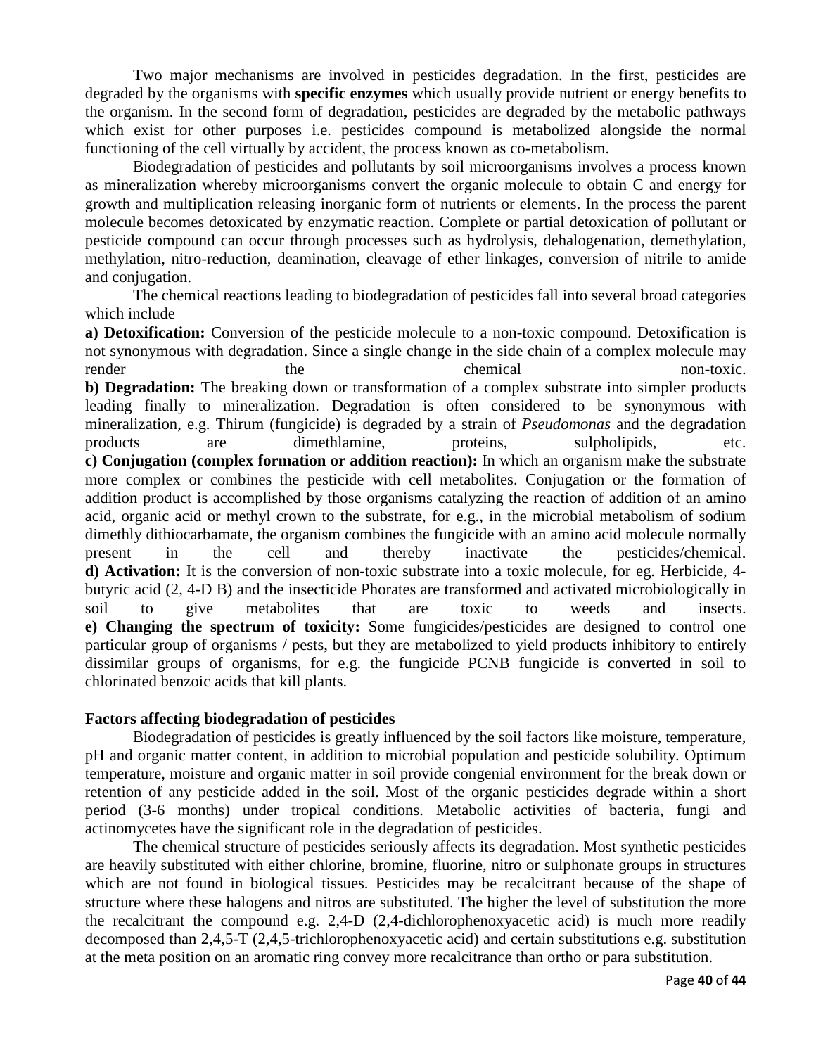Two major mechanisms are involved in pesticides degradation. In the first, pesticides are degraded by the organisms with **specific enzymes** which usually provide nutrient or energy benefits to the organism. In the second form of degradation, pesticides are degraded by the metabolic pathways which exist for other purposes i.e. pesticides compound is metabolized alongside the normal functioning of the cell virtually by accident, the process known as co-metabolism.

Biodegradation of pesticides and pollutants by soil microorganisms involves a process known as mineralization whereby microorganisms convert the organic molecule to obtain C and energy for growth and multiplication releasing inorganic form of nutrients or elements. In the process the parent molecule becomes detoxicated by enzymatic reaction. Complete or partial detoxication of pollutant or pesticide compound can occur through processes such as hydrolysis, dehalogenation, demethylation, methylation, nitro-reduction, deamination, cleavage of ether linkages, conversion of nitrile to amide and conjugation.

The chemical reactions leading to biodegradation of pesticides fall into several broad categories which include

**a) Detoxification:** Conversion of the pesticide molecule to a non-toxic compound. Detoxification is not synonymous with degradation. Since a single change in the side chain of a complex molecule may render the chemical non-toxic.

**b) Degradation:** The breaking down or transformation of a complex substrate into simpler products leading finally to mineralization. Degradation is often considered to be synonymous with mineralization, e.g. Thirum (fungicide) is degraded by a strain of *Pseudomonas* and the degradation products are dimethlamine, proteins, sulpholipids, etc.

**c) Conjugation (complex formation or addition reaction):** In which an organism make the substrate more complex or combines the pesticide with cell metabolites. Conjugation or the formation of addition product is accomplished by those organisms catalyzing the reaction of addition of an amino acid, organic acid or methyl crown to the substrate, for e.g., in the microbial metabolism of sodium dimethly dithiocarbamate, the organism combines the fungicide with an amino acid molecule normally present in the cell and thereby inactivate the pesticides/chemical.

**d) Activation:** It is the conversion of non-toxic substrate into a toxic molecule, for eg. Herbicide, 4-butyric acid (2, 4-D B) and the insecticide Phorates are transformed and activated microbiologically in soil to give metabolites that are toxic to weeds and insects.

**e) Changing the spectrum of toxicity:** Some fungicides/pesticides are designed to control one particular group of organisms / pests, but they are metabolized to yield products inhibitory to entirely dissimilar groups of organisms, for e.g. the fungicide PCNB fungicide is converted in soil to chlorinated benzoic acids that kill plants.

**Factors affecting biodegradation of pesticides**

Biodegradation of pesticides is greatly influenced by the soil factors like moisture, temperature, pH and organic matter content, in addition to microbial population and pesticide solubility. Optimum temperature, moisture and organic matter in soil provide congenial environment for the break down or retention of any pesticide added in the soil. Most of the organic pesticides degrade within a short period (3-6 months) under tropical conditions. Metabolic activities of bacteria, fungi and actinomycetes have the significant role in the degradation of pesticides.

The chemical structure of pesticides seriously affects its degradation. Most synthetic pesticides are heavily substituted with either chlorine, bromine, fluorine, nitro or sulphonate groups in structures which are not found in biological tissues. Pesticides may be recalcitrant because of the shape of structure where these halogens and nitros are substituted. The higher the level of substitution the more the recalcitrant the compound e.g. 2,4-D (2,4-dichlorophenoxyacetic acid) is much more readily decomposed than 2,4,5-T (2,4,5-trichlorophenoxyacetic acid) and certain substitutions e.g. substitution at the meta position on an aromatic ring convey more recalcitrance than ortho or para substitution.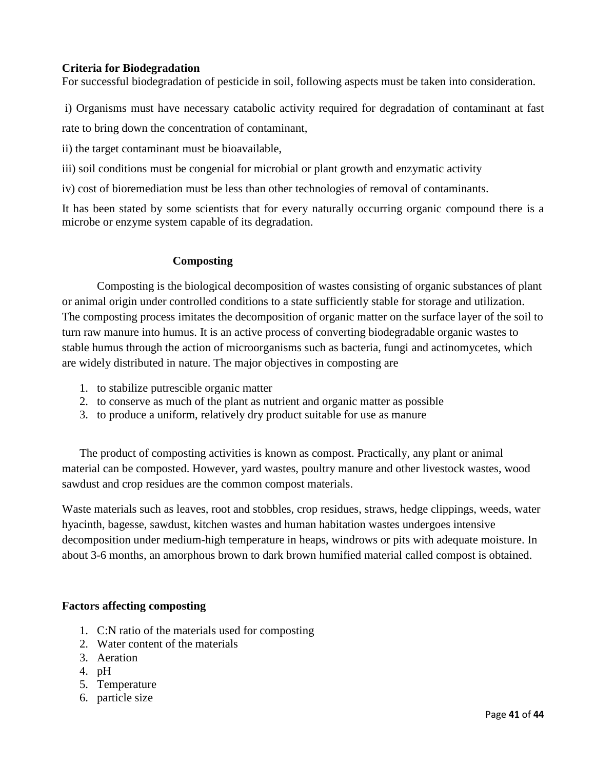**Criteria for Biodegradation**

For successful biodegradation of pesticide in soil, following aspects must be taken into consideration.

i) Organisms must have necessary catabolic activity required for degradation of contaminant at fast rate to bring down the concentration of contaminant,

ii) the target contaminant must be bioavailable,

iii) soil conditions must be congenial for microbial or plant growth and enzymatic activity

iv) cost of bioremediation must be less than other technologies of removal of contaminants.

It has been stated by some scientists that for every naturally occurring organic compound there is a microbe or enzyme system capable of its degradation.

**Composting**

Composting is the biological decomposition of wastes consisting of organic substances of plant or animal origin under controlled conditions to a state sufficiently stable for storage and utilization. The composting process imitates the decomposition of organic matter on the surface layer of the soil to turn raw manure into humus. It is an active process of converting biodegradable organic wastes to stable humus through the action of microorganisms such as bacteria, fungi and actinomycetes, which are widely distributed in nature. The major objectives in composting are

1. to stabilize putrescible organic matter
2. to conserve as much of the plant as nutrient and organic matter as possible
3. to produce a uniform, relatively dry product suitable for use as manure

The product of composting activities is known as compost. Practically, any plant or animal material can be composted. However, yard wastes, poultry manure and other livestock wastes, wood sawdust and crop residues are the common compost materials.

Waste materials such as leaves, root and stobbles, crop residues, straws, hedge clippings, weeds, water hyacinth, bagesse, sawdust, kitchen wastes and human habitation wastes undergoes intensive decomposition under medium-high temperature in heaps, windrows or pits with adequate moisture. In about 3-6 months, an amorphous brown to dark brown humified material called compost is obtained.

**Factors affecting composting**

1. C:N ratio of the materials used for composting
2. Water content of the materials
3. Aeration
4. pH
5. Temperature
6. particle size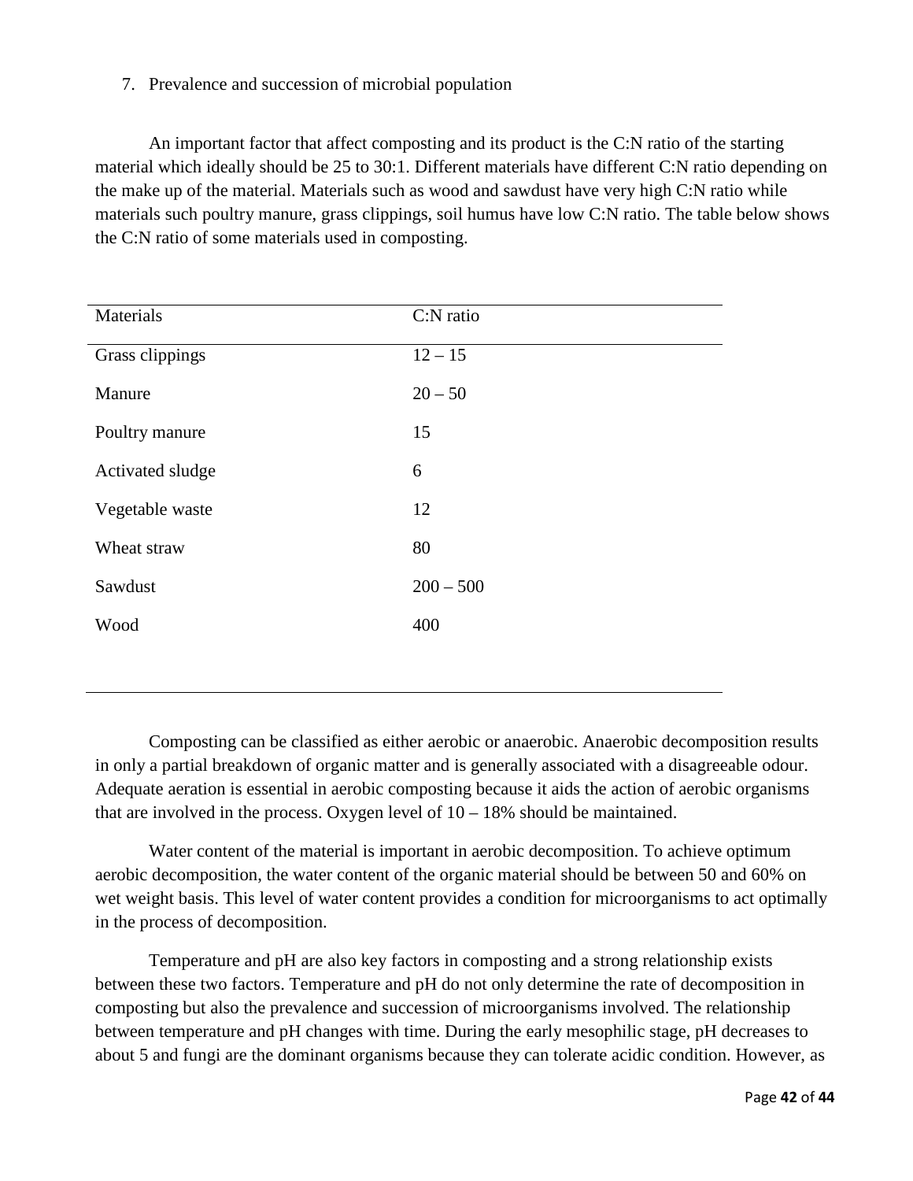7. Prevalence and succession of microbial population

An important factor that affect composting and its product is the C:N ratio of the starting material which ideally should be 25 to 30:1. Different materials have different C:N ratio depending on the make up of the material. Materials such as wood and sawdust have very high C:N ratio while materials such poultry manure, grass clippings, soil humus have low C:N ratio. The table below shows the C:N ratio of some materials used in composting.

| Materials | C:N ratio |
| --- | --- |
| Grass clippings | 12 – 15 |
| Manure | 20 – 50 |
| Poultry manure | 15 |
| Activated sludge | 6 |
| Vegetable waste | 12 |
| Wheat straw | 80 |
| Sawdust | 200 – 500 |
| Wood | 400 |

Composting can be classified as either aerobic or anaerobic. Anaerobic decomposition results in only a partial breakdown of organic matter and is generally associated with a disagreeable odour. Adequate aeration is essential in aerobic composting because it aids the action of aerobic organisms that are involved in the process. Oxygen level of 10 – 18% should be maintained.

Water content of the material is important in aerobic decomposition. To achieve optimum aerobic decomposition, the water content of the organic material should be between 50 and 60% on wet weight basis. This level of water content provides a condition for microorganisms to act optimally in the process of decomposition.

Temperature and pH are also key factors in composting and a strong relationship exists between these two factors. Temperature and pH do not only determine the rate of decomposition in composting but also the prevalence and succession of microorganisms involved. The relationship between temperature and pH changes with time. During the early mesophilic stage, pH decreases to about 5 and fungi are the dominant organisms because they can tolerate acidic condition. However, as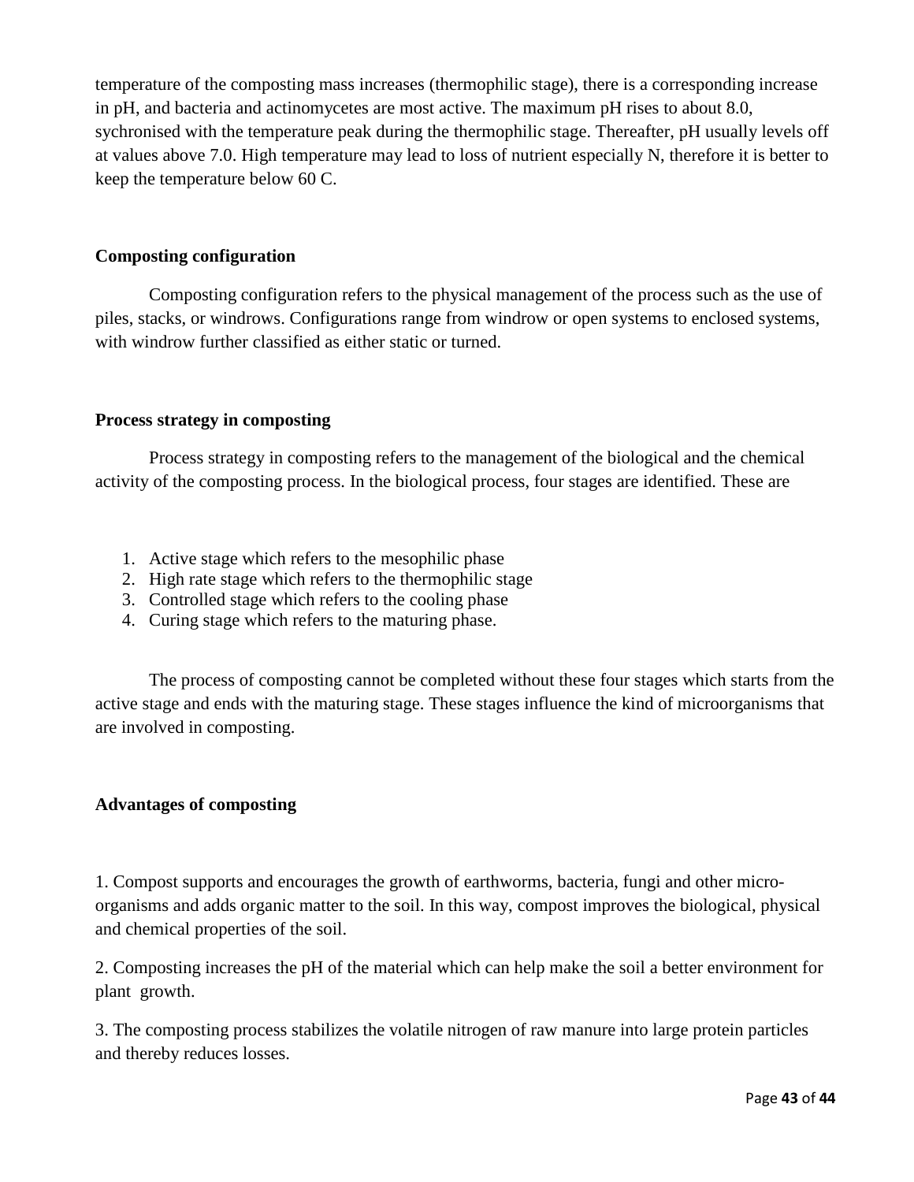temperature of the composting mass increases (thermophilic stage), there is a corresponding increase in pH, and bacteria and actinomycetes are most active. The maximum pH rises to about 8.0, sychronised with the temperature peak during the thermophilic stage. Thereafter, pH usually levels off at values above 7.0. High temperature may lead to loss of nutrient especially N, therefore it is better to keep the temperature below 60 C.

**Composting configuration**

Composting configuration refers to the physical management of the process such as the use of piles, stacks, or windrows. Configurations range from windrow or open systems to enclosed systems, with windrow further classified as either static or turned.

**Process strategy in composting**

Process strategy in composting refers to the management of the biological and the chemical activity of the composting process. In the biological process, four stages are identified. These are

1. Active stage which refers to the mesophilic phase
2. High rate stage which refers to the thermophilic stage
3. Controlled stage which refers to the cooling phase
4. Curing stage which refers to the maturing phase.

The process of composting cannot be completed without these four stages which starts from the active stage and ends with the maturing stage. These stages influence the kind of microorganisms that are involved in composting.

**Advantages of composting**

1. Compost supports and encourages the growth of earthworms, bacteria, fungi and other micro-organisms and adds organic matter to the soil. In this way, compost improves the biological, physical and chemical properties of the soil.

2. Composting increases the pH of the material which can help make the soil a better environment for plant growth.

3. The composting process stabilizes the volatile nitrogen of raw manure into large protein particles and thereby reduces losses.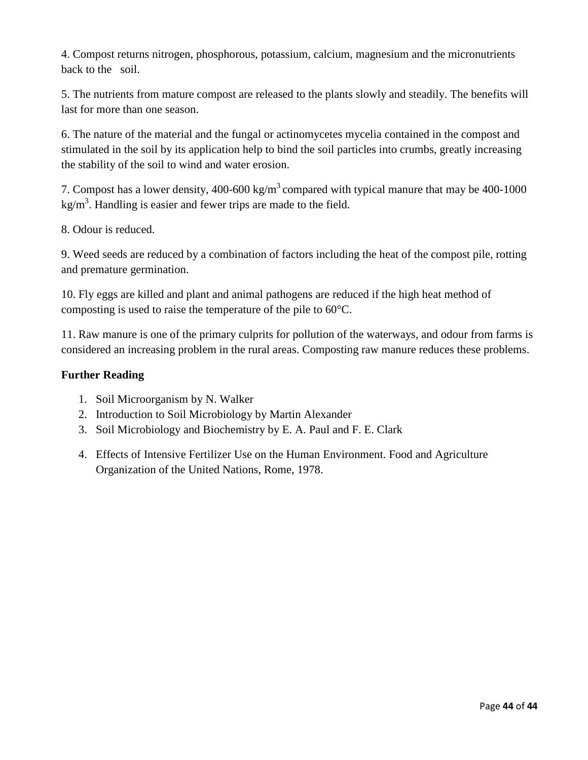4. Compost returns nitrogen, phosphorous, potassium, calcium, magnesium and the micronutrients back to the soil.

5. The nutrients from mature compost are released to the plants slowly and steadily. The benefits will last for more than one season.

6. The nature of the material and the fungal or actinomycetes mycelia contained in the compost and stimulated in the soil by its application help to bind the soil particles into crumbs, greatly increasing the stability of the soil to wind and water erosion.

7. Compost has a lower density, 400-600 $kg/m^3$ compared with typical manure that may be 400-1000 $kg/m^3$. Handling is easier and fewer trips are made to the field.

8. Odour is reduced.

9. Weed seeds are reduced by a combination of factors including the heat of the compost pile, rotting and premature germination.

10. Fly eggs are killed and plant and animal pathogens are reduced if the high heat method of composting is used to raise the temperature of the pile to 60°C.

11. Raw manure is one of the primary culprits for pollution of the waterways, and odour from farms is considered an increasing problem in the rural areas. Composting raw manure reduces these problems.

**Further Reading**

1. Soil Microorganism by N. Walker
2. Introduction to Soil Microbiology by Martin Alexander
3. Soil Microbiology and Biochemistry by E. A. Paul and F. E. Clark
4. Effects of Intensive Fertilizer Use on the Human Environment. Food and Agriculture Organization of the United Nations, Rome, 1978.